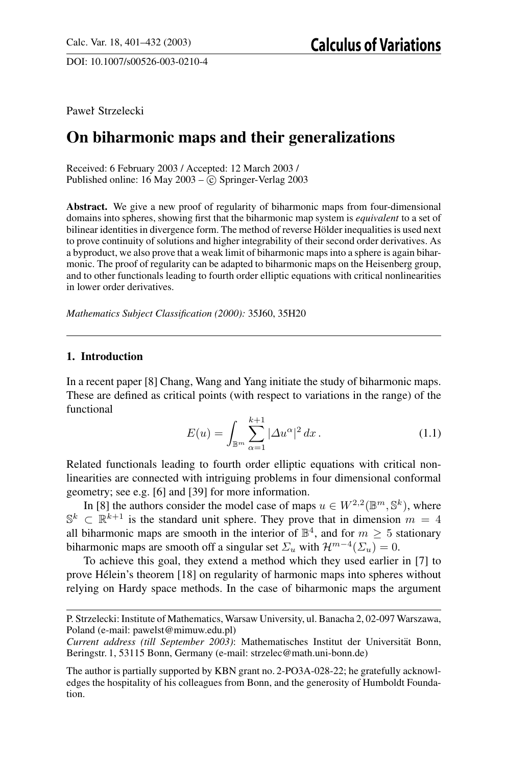DOI: 10.1007/s00526-003-0210-4

Paweł Strzelecki

# On biharmonic maps and their generalizations

Received: 6 February 2003 / Accepted: 12 March 2003 /
Published online: 16 May 2003 – © Springer-Verlag 2003

**Abstract.** We give a new proof of regularity of biharmonic maps from four-dimensional domains into spheres, showing first that the biharmonic map system is *equivalent* to a set of bilinear identities in divergence form. The method of reverse Hölder inequalities is used next to prove continuity of solutions and higher integrability of their second order derivatives. As a byproduct, we also prove that a weak limit of biharmonic maps into a sphere is again biharmonic. The proof of regularity can be adapted to biharmonic maps on the Heisenberg group, and to other functionals leading to fourth order elliptic equations with critical nonlinearities in lower order derivatives.

*Mathematics Subject Classification (2000):* 35J60, 35H20

## 1. Introduction

In a recent paper [8] Chang, Wang and Yang initiate the study of biharmonic maps. These are defined as critical points (with respect to variations in the range) of the functional

$$E(u) = \int_{\mathbb{B}^m} \sum_{\alpha=1}^{k+1} |\Delta u^\alpha|^2 \, dx \,. \tag{1.1}$$

Related functionals leading to fourth order elliptic equations with critical nonlinearities are connected with intriguing problems in four dimensional conformal geometry; see e.g. [6] and [39] for more information.

In [8] the authors consider the model case of maps $u \in W^{2,2}(\mathbb{B}^m, \mathbb{S}^k)$, where $\mathbb{S}^k \subset \mathbb{R}^{k+1}$ is the standard unit sphere. They prove that in dimension $m = 4$ all biharmonic maps are smooth in the interior of $\mathbb{B}^4$, and for $m \geq 5$ stationary biharmonic maps are smooth off a singular set $\Sigma_u$ with $\mathcal{H}^{m-4}(\Sigma_u) = 0$.

To achieve this goal, they extend a method which they used earlier in [7] to prove Hélein's theorem [18] on regularity of harmonic maps into spheres without relying on Hardy space methods. In the case of biharmonic maps the argument

---

P. Strzelecki: Institute of Mathematics, Warsaw University, ul. Banacha 2, 02-097 Warszawa, Poland (e-mail: pawelst@mimuw.edu.pl)

*Current address (till September 2003)*: Mathematisches Institut der Universität Bonn, Beringstr. 1, 53115 Bonn, Germany (e-mail: strzelec@math.uni-bonn.de)

The author is partially supported by KBN grant no. 2-PO3A-028-22; he gratefully acknowledges the hospitality of his colleagues from Bonn, and the generosity of Humboldt Foundation.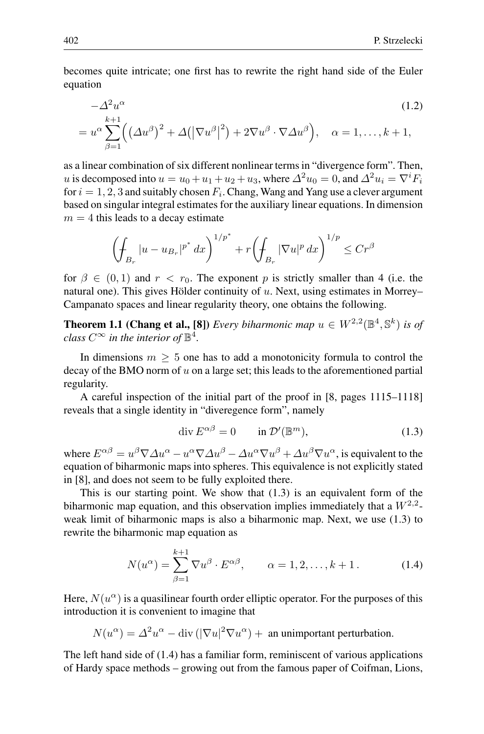becomes quite intricate; one first has to rewrite the right hand side of the Euler equation

$$
\begin{aligned}
&-\Delta^2 u^\alpha \\
&= u^\alpha \sum_{\beta=1}^{k+1} \Big( \big(\Delta u^\beta\big)^2 + \Delta\big(\big|\nabla u^\beta\big|^2\big) + 2\nabla u^\beta \cdot \nabla \Delta u^\beta \Big), \quad \alpha = 1, \dots, k+1,
\end{aligned}
\tag{1.2}
$$

as a linear combination of six different nonlinear terms in "divergence form". Then, $u$ is decomposed into $u = u_0 + u_1 + u_2 + u_3$, where $\Delta^2 u_0 = 0$, and $\Delta^2 u_i = \nabla^i F_i$ for $i = 1, 2, 3$ and suitably chosen $F_i$. Chang, Wang and Yang use a clever argument based on singular integral estimates for the auxiliary linear equations. In dimension $m = 4$ this leads to a decay estimate

$$
\left( \fint_{B_r} |u - u_{B_r}|^{p^*} \, dx \right)^{1/p^*} + r \left( \fint_{B_r} |\nabla u|^p \, dx \right)^{1/p} \le C r^\beta
$$

for $\beta \in (0,1)$ and $r < r_0$. The exponent $p$ is strictly smaller than 4 (i.e. the natural one). This gives Hölder continuity of $u$. Next, using estimates in Morrey–Campanato spaces and linear regularity theory, one obtains the following.

**Theorem 1.1 (Chang et al., [8])** *Every biharmonic map $u \in W^{2,2}(\mathbb{B}^4, \mathbb{S}^k)$ is of class $C^\infty$ in the interior of $\mathbb{B}^4$.*

In dimensions $m \ge 5$ one has to add a monotonicity formula to control the decay of the BMO norm of $u$ on a large set; this leads to the aforementioned partial regularity.

A careful inspection of the initial part of the proof in [8, pages 1115–1118] reveals that a single identity in "diveregence form", namely

$$
\operatorname{div} E^{\alpha\beta} = 0 \qquad \text{in } \mathcal{D}'(\mathbb{B}^m),
\tag{1.3}
$$

where $E^{\alpha\beta} = u^\beta \nabla \Delta u^\alpha - u^\alpha \nabla \Delta u^\beta - \Delta u^\alpha \nabla u^\beta + \Delta u^\beta \nabla u^\alpha$, is equivalent to the equation of biharmonic maps into spheres. This equivalence is not explicitly stated in [8], and does not seem to be fully exploited there.

This is our starting point. We show that (1.3) is an equivalent form of the biharmonic map equation, and this observation implies immediately that a $W^{2,2}$-weak limit of biharmonic maps is also a biharmonic map. Next, we use (1.3) to rewrite the biharmonic map equation as

$$
N(u^\alpha) = \sum_{\beta=1}^{k+1} \nabla u^\beta \cdot E^{\alpha\beta}, \qquad \alpha = 1, 2, \dots, k+1 \, .
\tag{1.4}
$$

Here, $N(u^\alpha)$ is a quasilinear fourth order elliptic operator. For the purposes of this introduction it is convenient to imagine that

$$
N(u^\alpha) = \Delta^2 u^\alpha - \operatorname{div}\left(|\nabla u|^2 \nabla u^\alpha\right) + \text{ an unimportant perturbation.}
$$

The left hand side of (1.4) has a familiar form, reminiscent of various applications of Hardy space methods – growing out from the famous paper of Coifman, Lions,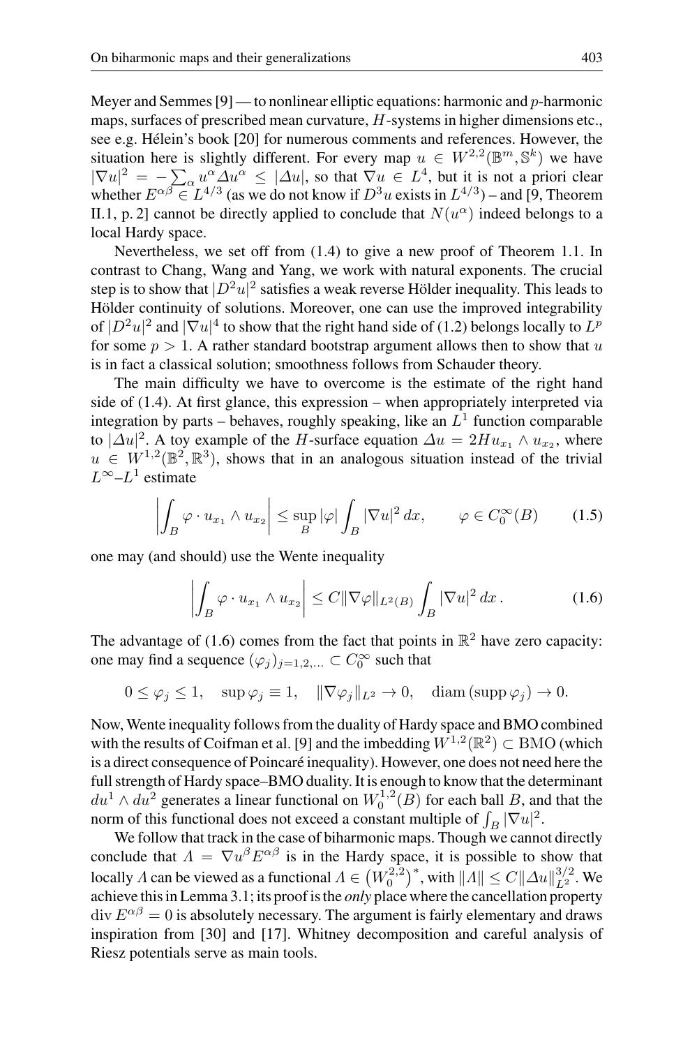Meyer and Semmes [9] — to nonlinear elliptic equations: harmonic and $p$-harmonic maps, surfaces of prescribed mean curvature, $H$-systems in higher dimensions etc., see e.g. Hélein's book [20] for numerous comments and references. However, the situation here is slightly different. For every map $u \in W^{2,2}(\mathbb{B}^m, \mathbb{S}^k)$ we have $|\nabla u|^2 = -\sum_\alpha u^\alpha \Delta u^\alpha \le |\Delta u|$, so that $\nabla u \in L^4$, but it is not a priori clear whether $E^{\alpha\beta} \in L^{4/3}$ (as we do not know if $D^3 u$ exists in $L^{4/3}$) – and [9, Theorem II.1, p. 2] cannot be directly applied to conclude that $N(u^\alpha)$ indeed belongs to a local Hardy space.

Nevertheless, we set off from (1.4) to give a new proof of Theorem 1.1. In contrast to Chang, Wang and Yang, we work with natural exponents. The crucial step is to show that $|D^2 u|^2$ satisfies a weak reverse Hölder inequality. This leads to Hölder continuity of solutions. Moreover, one can use the improved integrability of $|D^2 u|^2$ and $|\nabla u|^4$ to show that the right hand side of (1.2) belongs locally to $L^p$ for some $p > 1$. A rather standard bootstrap argument allows then to show that $u$ is in fact a classical solution; smoothness follows from Schauder theory.

The main difficulty we have to overcome is the estimate of the right hand side of (1.4). At first glance, this expression – when appropriately interpreted via integration by parts – behaves, roughly speaking, like an $L^1$ function comparable to $|\Delta u|^2$. A toy example of the $H$-surface equation $\Delta u = 2H u_{x_1} \wedge u_{x_2}$, where $u \in W^{1,2}(\mathbb{B}^2, \mathbb{R}^3)$, shows that in an analogous situation instead of the trivial $L^\infty$–$L^1$ estimate

$$\left| \int_B \varphi \cdot u_{x_1} \wedge u_{x_2} \right| \le \sup_B |\varphi| \int_B |\nabla u|^2 \, dx, \qquad \varphi \in C_0^\infty(B) \tag{1.5}$$

one may (and should) use the Wente inequality

$$\left| \int_B \varphi \cdot u_{x_1} \wedge u_{x_2} \right| \le C \|\nabla \varphi\|_{L^2(B)} \int_B |\nabla u|^2 \, dx \,. \tag{1.6}$$

The advantage of (1.6) comes from the fact that points in $\mathbb{R}^2$ have zero capacity: one may find a sequence $(\varphi_j)_{j=1,2,\dots} \subset C_0^\infty$ such that

$$0 \le \varphi_j \le 1, \quad \sup \varphi_j \equiv 1, \quad \|\nabla \varphi_j\|_{L^2} \to 0, \quad \operatorname{diam}(\operatorname{supp} \varphi_j) \to 0.$$

Now, Wente inequality follows from the duality of Hardy space and BMO combined with the results of Coifman et al. [9] and the imbedding $W^{1,2}(\mathbb{R}^2) \subset \mathrm{BMO}$ (which is a direct consequence of Poincaré inequality). However, one does not need here the full strength of Hardy space–BMO duality. It is enough to know that the determinant $du^1 \wedge du^2$ generates a linear functional on $W_0^{1,2}(B)$ for each ball $B$, and that the norm of this functional does not exceed a constant multiple of $\int_B |\nabla u|^2$.

We follow that track in the case of biharmonic maps. Though we cannot directly conclude that $\Lambda = \nabla u^\beta E^{\alpha\beta}$ is in the Hardy space, it is possible to show that locally $\Lambda$ can be viewed as a functional $\Lambda \in \left(W_0^{2,2}\right)^*$, with $\|\Lambda\| \le C \|\Delta u\|_{L^2}^{3/2}$. We achieve this in Lemma 3.1; its proof is the *only* place where the cancellation property $\operatorname{div} E^{\alpha\beta} = 0$ is absolutely necessary. The argument is fairly elementary and draws inspiration from [30] and [17]. Whitney decomposition and careful analysis of Riesz potentials serve as main tools.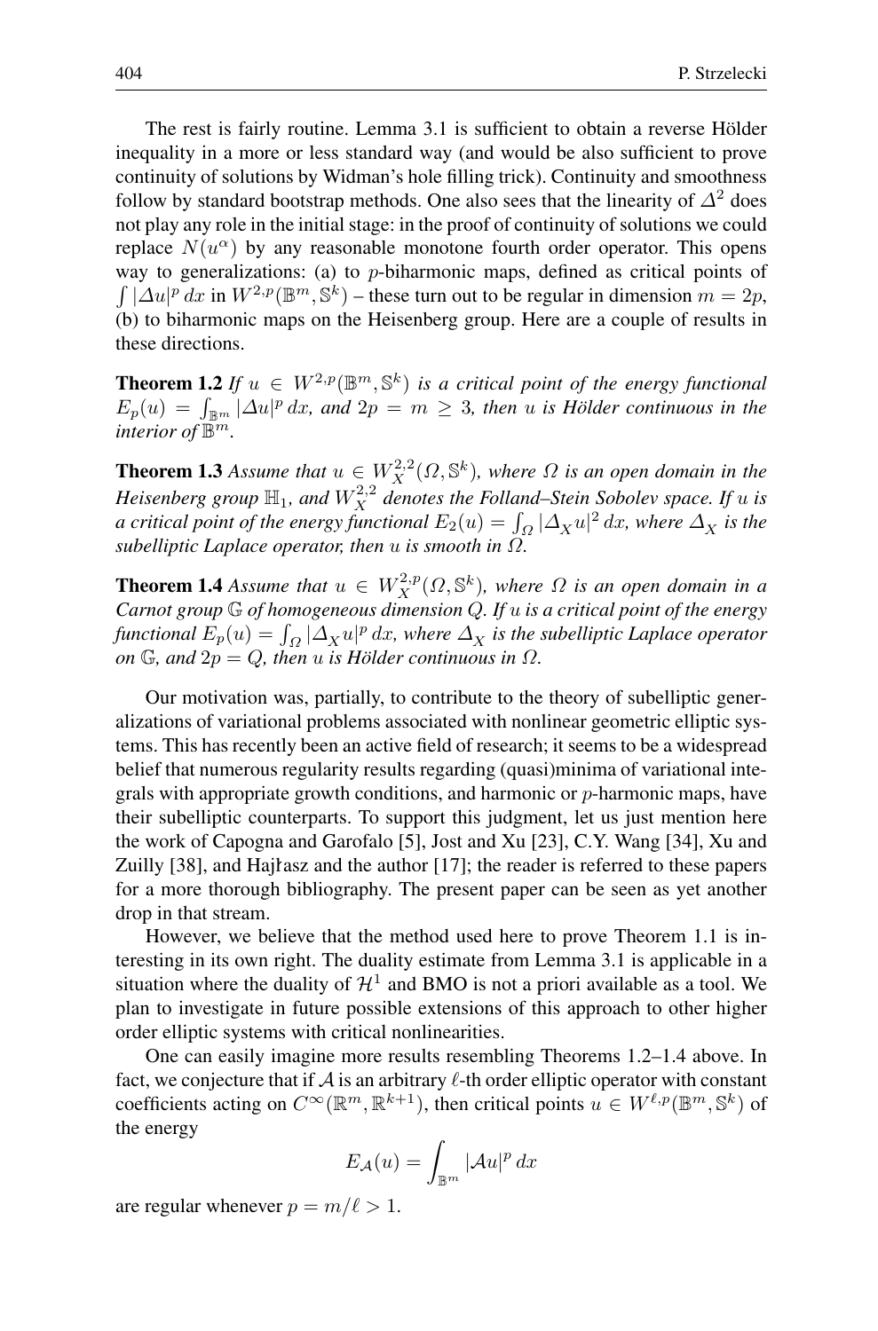The rest is fairly routine. Lemma 3.1 is sufficient to obtain a reverse Hölder inequality in a more or less standard way (and would be also sufficient to prove continuity of solutions by Widman's hole filling trick). Continuity and smoothness follow by standard bootstrap methods. One also sees that the linearity of $\Delta^2$ does not play any role in the initial stage: in the proof of continuity of solutions we could replace $N(u^\alpha)$ by any reasonable monotone fourth order operator. This opens way to generalizations: (a) to $p$-biharmonic maps, defined as critical points of $\int |\Delta u|^p\,dx$ in $W^{2,p}(\mathbb{B}^m, \mathbb{S}^k)$ – these turn out to be regular in dimension $m = 2p$, (b) to biharmonic maps on the Heisenberg group. Here are a couple of results in these directions.

**Theorem 1.2** *If $u \in W^{2,p}(\mathbb{B}^m, \mathbb{S}^k)$ is a critical point of the energy functional $E_p(u) = \int_{\mathbb{B}^m} |\Delta u|^p\,dx$, and $2p = m \geq 3$, then $u$ is Hölder continuous in the interior of $\mathbb{B}^m$.*

**Theorem 1.3** *Assume that $u \in W^{2,2}_X(\Omega, \mathbb{S}^k)$, where $\Omega$ is an open domain in the Heisenberg group $\mathbb{H}_1$, and $W^{2,2}_X$ denotes the Folland–Stein Sobolev space. If $u$ is a critical point of the energy functional $E_2(u) = \int_\Omega |\Delta_X u|^2\,dx$, where $\Delta_X$ is the subelliptic Laplace operator, then $u$ is smooth in $\Omega$.*

**Theorem 1.4** *Assume that $u \in W^{2,p}_X(\Omega, \mathbb{S}^k)$, where $\Omega$ is an open domain in a Carnot group $\mathbb{G}$ of homogeneous dimension $Q$. If $u$ is a critical point of the energy functional $E_p(u) = \int_\Omega |\Delta_X u|^p\,dx$, where $\Delta_X$ is the subelliptic Laplace operator on $\mathbb{G}$, and $2p = Q$, then $u$ is Hölder continuous in $\Omega$.*

Our motivation was, partially, to contribute to the theory of subelliptic generalizations of variational problems associated with nonlinear geometric elliptic systems. This has recently been an active field of research; it seems to be a widespread belief that numerous regularity results regarding (quasi)minima of variational integrals with appropriate growth conditions, and harmonic or $p$-harmonic maps, have their subelliptic counterparts. To support this judgment, let us just mention here the work of Capogna and Garofalo [5], Jost and Xu [23], C.Y. Wang [34], Xu and Zuilly [38], and Hajłasz and the author [17]; the reader is referred to these papers for a more thorough bibliography. The present paper can be seen as yet another drop in that stream.

However, we believe that the method used here to prove Theorem 1.1 is interesting in its own right. The duality estimate from Lemma 3.1 is applicable in a situation where the duality of $\mathcal{H}^1$ and BMO is not a priori available as a tool. We plan to investigate in future possible extensions of this approach to other higher order elliptic systems with critical nonlinearities.

One can easily imagine more results resembling Theorems 1.2–1.4 above. In fact, we conjecture that if $\mathcal{A}$ is an arbitrary $\ell$-th order elliptic operator with constant coefficients acting on $C^\infty(\mathbb{R}^m, \mathbb{R}^{k+1})$, then critical points $u \in W^{\ell,p}(\mathbb{B}^m, \mathbb{S}^k)$ of the energy

$$E_{\mathcal{A}}(u) = \int_{\mathbb{B}^m} |\mathcal{A}u|^p\,dx$$

are regular whenever $p = m/\ell > 1$.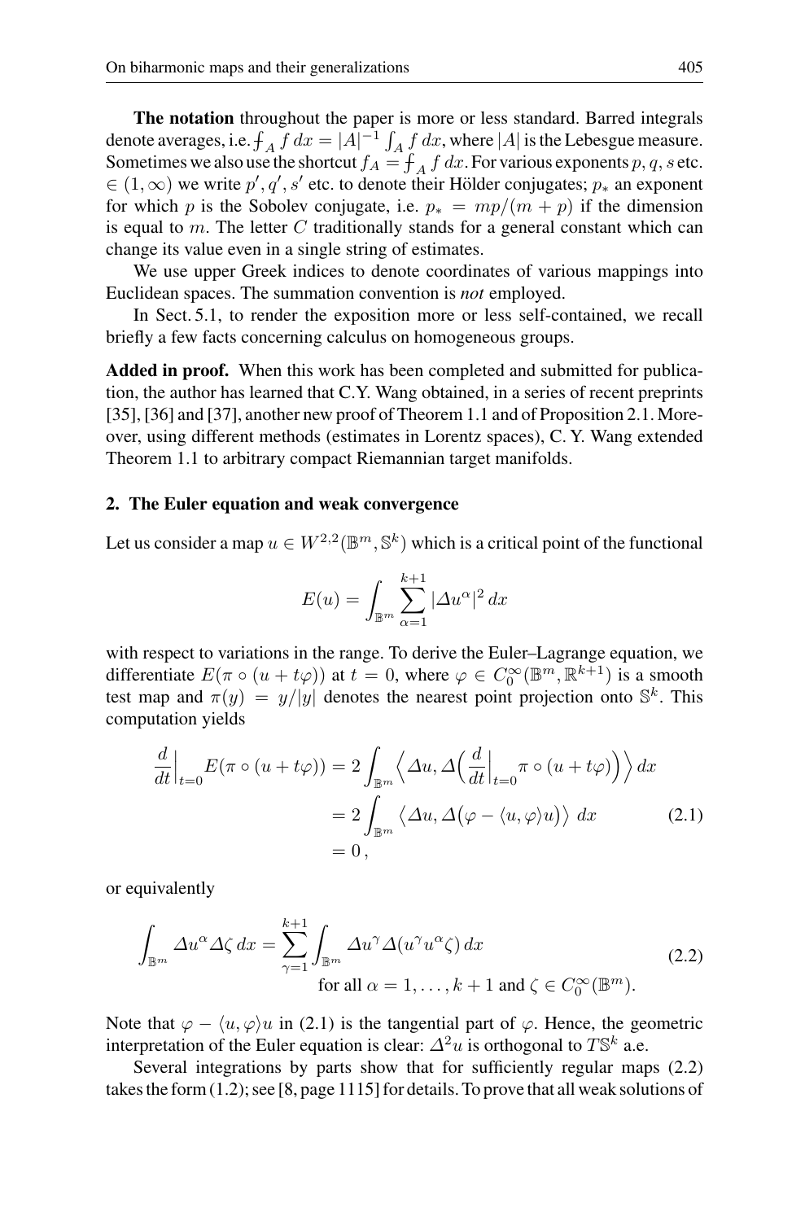**The notation** throughout the paper is more or less standard. Barred integrals denote averages, i.e. $\fint_A f\,dx = |A|^{-1}\int_A f\,dx$, where $|A|$ is the Lebesgue measure. Sometimes we also use the shortcut $f_A = \fint_A f\,dx$. For various exponents $p, q, s$ etc. $\in (1,\infty)$ we write $p', q', s'$ etc. to denote their Hölder conjugates; $p_*$ an exponent for which $p$ is the Sobolev conjugate, i.e. $p_* = mp/(m+p)$ if the dimension is equal to $m$. The letter $C$ traditionally stands for a general constant which can change its value even in a single string of estimates.

We use upper Greek indices to denote coordinates of various mappings into Euclidean spaces. The summation convention is *not* employed.

In Sect. 5.1, to render the exposition more or less self-contained, we recall briefly a few facts concerning calculus on homogeneous groups.

**Added in proof.** When this work has been completed and submitted for publication, the author has learned that C.Y. Wang obtained, in a series of recent preprints [35], [36] and [37], another new proof of Theorem 1.1 and of Proposition 2.1. Moreover, using different methods (estimates in Lorentz spaces), C. Y. Wang extended Theorem 1.1 to arbitrary compact Riemannian target manifolds.

## 2. The Euler equation and weak convergence

Let us consider a map $u \in W^{2,2}(\mathbb{B}^m, \mathbb{S}^k)$ which is a critical point of the functional

$$E(u) = \int_{\mathbb{B}^m} \sum_{\alpha=1}^{k+1} |\Delta u^\alpha|^2\,dx$$

with respect to variations in the range. To derive the Euler–Lagrange equation, we differentiate $E(\pi \circ (u + t\varphi))$ at $t = 0$, where $\varphi \in C_0^\infty(\mathbb{B}^m, \mathbb{R}^{k+1})$ is a smooth test map and $\pi(y) = y/|y|$ denotes the nearest point projection onto $\mathbb{S}^k$. This computation yields

$$\begin{aligned} \frac{d}{dt}\Big|_{t=0} E(\pi \circ (u + t\varphi)) &= 2\int_{\mathbb{B}^m} \Big\langle \Delta u, \Delta\Big(\frac{d}{dt}\Big|_{t=0} \pi \circ (u + t\varphi)\Big)\Big\rangle\,dx \\ &= 2\int_{\mathbb{B}^m} \big\langle \Delta u, \Delta\big(\varphi - \langle u, \varphi\rangle u\big)\big\rangle\,dx \\ &= 0\,, \end{aligned} \tag{2.1}$$

or equivalently

$$\int_{\mathbb{B}^m} \Delta u^\alpha \Delta\zeta\,dx = \sum_{\gamma=1}^{k+1} \int_{\mathbb{B}^m} \Delta u^\gamma \Delta(u^\gamma u^\alpha \zeta)\,dx \quad \text{for all } \alpha = 1,\dots,k+1 \text{ and } \zeta \in C_0^\infty(\mathbb{B}^m). \tag{2.2}$$

Note that $\varphi - \langle u, \varphi\rangle u$ in (2.1) is the tangential part of $\varphi$. Hence, the geometric interpretation of the Euler equation is clear: $\Delta^2 u$ is orthogonal to $T\mathbb{S}^k$ a.e.

Several integrations by parts show that for sufficiently regular maps (2.2) takes the form (1.2); see [8, page 1115] for details. To prove that all weak solutions of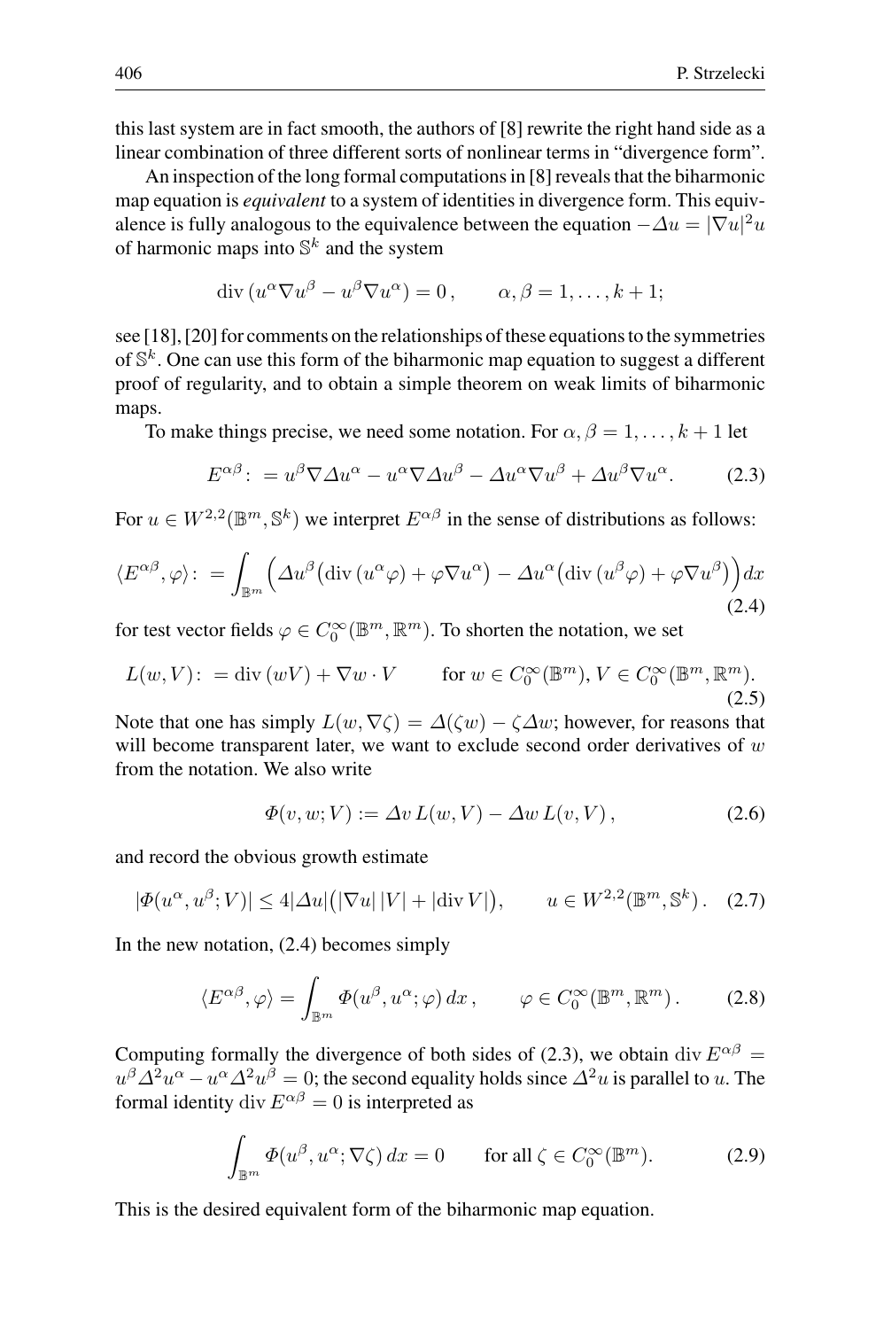this last system are in fact smooth, the authors of [8] rewrite the right hand side as a linear combination of three different sorts of nonlinear terms in "divergence form".

An inspection of the long formal computations in [8] reveals that the biharmonic map equation is *equivalent* to a system of identities in divergence form. This equivalence is fully analogous to the equivalence between the equation $-\Delta u = |\nabla u|^2 u$ of harmonic maps into $\mathbb{S}^k$ and the system

$$\operatorname{div}(u^\alpha \nabla u^\beta - u^\beta \nabla u^\alpha) = 0\,, \qquad \alpha, \beta = 1, \dots, k+1;$$

see [18], [20] for comments on the relationships of these equations to the symmetries of $\mathbb{S}^k$. One can use this form of the biharmonic map equation to suggest a different proof of regularity, and to obtain a simple theorem on weak limits of biharmonic maps.

To make things precise, we need some notation. For $\alpha, \beta = 1, \dots, k+1$ let

$$E^{\alpha\beta} :\, = u^\beta \nabla \Delta u^\alpha - u^\alpha \nabla \Delta u^\beta - \Delta u^\alpha \nabla u^\beta + \Delta u^\beta \nabla u^\alpha. \tag{2.3}$$

For $u \in W^{2,2}(\mathbb{B}^m, \mathbb{S}^k)$ we interpret $E^{\alpha\beta}$ in the sense of distributions as follows:

$$\langle E^{\alpha\beta}, \varphi \rangle :\, = \int_{\mathbb{B}^m} \Big( \Delta u^\beta \big( \operatorname{div}(u^\alpha \varphi) + \varphi \nabla u^\alpha \big) - \Delta u^\alpha \big( \operatorname{div}(u^\beta \varphi) + \varphi \nabla u^\beta \big) \Big) dx \tag{2.4}$$

for test vector fields $\varphi \in C_0^\infty(\mathbb{B}^m, \mathbb{R}^m)$. To shorten the notation, we set

$$L(w, V) :\, = \operatorname{div}(wV) + \nabla w \cdot V \qquad \text{for } w \in C_0^\infty(\mathbb{B}^m),\, V \in C_0^\infty(\mathbb{B}^m, \mathbb{R}^m). \tag{2.5}$$

Note that one has simply $L(w, \nabla\zeta) = \Delta(\zeta w) - \zeta \Delta w$; however, for reasons that will become transparent later, we want to exclude second order derivatives of $w$ from the notation. We also write

$$\Phi(v, w; V) := \Delta v\, L(w, V) - \Delta w\, L(v, V)\,, \tag{2.6}$$

and record the obvious growth estimate

$$|\Phi(u^\alpha, u^\beta; V)| \le 4|\Delta u|\big(|\nabla u|\,|V| + |\operatorname{div} V|\big), \qquad u \in W^{2,2}(\mathbb{B}^m, \mathbb{S}^k)\,. \tag{2.7}$$

In the new notation, (2.4) becomes simply

$$\langle E^{\alpha\beta}, \varphi \rangle = \int_{\mathbb{B}^m} \Phi(u^\beta, u^\alpha; \varphi)\, dx\,, \qquad \varphi \in C_0^\infty(\mathbb{B}^m, \mathbb{R}^m)\,. \tag{2.8}$$

Computing formally the divergence of both sides of (2.3), we obtain $\operatorname{div} E^{\alpha\beta} = u^\beta \Delta^2 u^\alpha - u^\alpha \Delta^2 u^\beta = 0$; the second equality holds since $\Delta^2 u$ is parallel to $u$. The formal identity $\operatorname{div} E^{\alpha\beta} = 0$ is interpreted as

$$\int_{\mathbb{B}^m} \Phi(u^\beta, u^\alpha; \nabla\zeta)\, dx = 0 \qquad \text{for all } \zeta \in C_0^\infty(\mathbb{B}^m). \tag{2.9}$$

This is the desired equivalent form of the biharmonic map equation.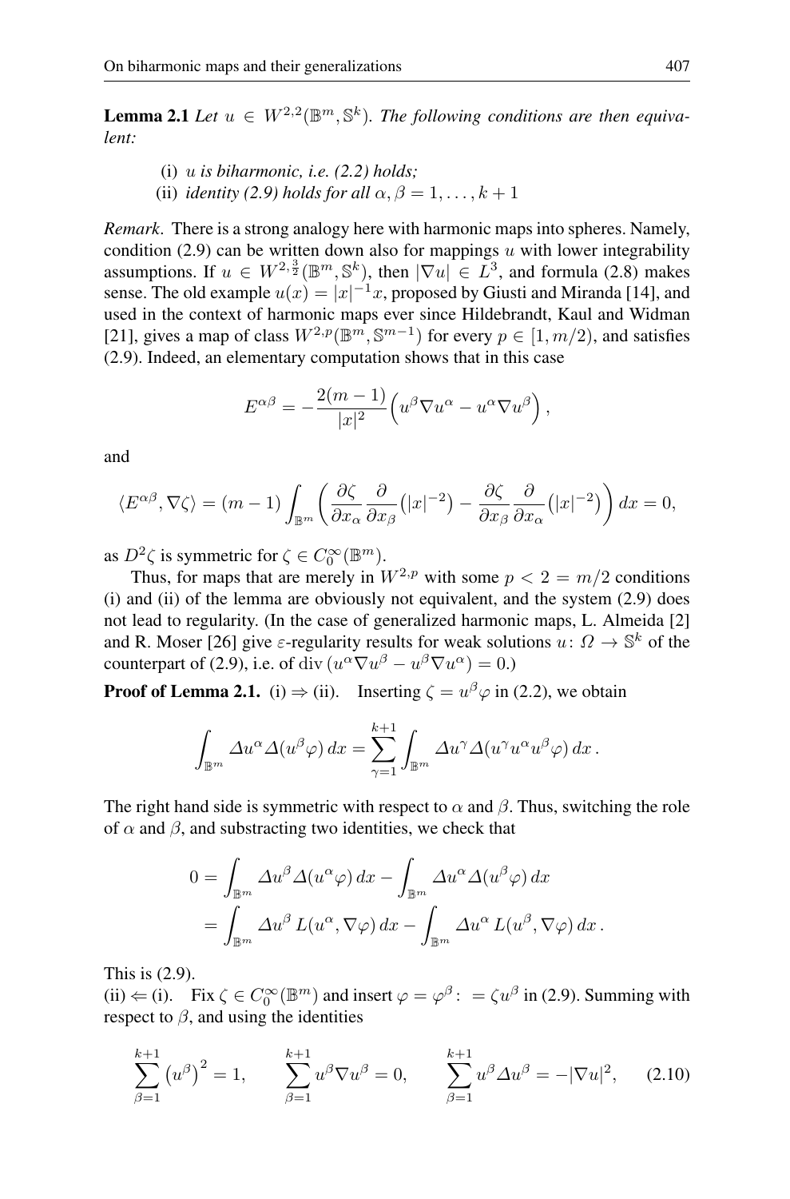**Lemma 2.1** *Let $u \in W^{2,2}(\mathbb{B}^m, \mathbb{S}^k)$. The following conditions are then equivalent:*

(i) *$u$ is biharmonic, i.e. (2.2) holds;*
(ii) *identity (2.9) holds for all $\alpha, \beta = 1, \dots, k+1$*

*Remark*. There is a strong analogy here with harmonic maps into spheres. Namely, condition (2.9) can be written down also for mappings $u$ with lower integrability assumptions. If $u \in W^{2,\frac{3}{2}}(\mathbb{B}^m, \mathbb{S}^k)$, then $|\nabla u| \in L^3$, and formula (2.8) makes sense. The old example $u(x) = |x|^{-1}x$, proposed by Giusti and Miranda [14], and used in the context of harmonic maps ever since Hildebrandt, Kaul and Widman [21], gives a map of class $W^{2,p}(\mathbb{B}^m, \mathbb{S}^{m-1})$ for every $p \in [1, m/2)$, and satisfies (2.9). Indeed, an elementary computation shows that in this case

$$E^{\alpha\beta} = -\frac{2(m-1)}{|x|^2}\Big(u^\beta \nabla u^\alpha - u^\alpha \nabla u^\beta\Big),$$

and

$$\langle E^{\alpha\beta}, \nabla\zeta\rangle = (m-1)\int_{\mathbb{B}^m}\left(\frac{\partial\zeta}{\partial x_\alpha}\frac{\partial}{\partial x_\beta}\big(|x|^{-2}\big) - \frac{\partial\zeta}{\partial x_\beta}\frac{\partial}{\partial x_\alpha}\big(|x|^{-2}\big)\right)dx = 0,$$

as $D^2\zeta$ is symmetric for $\zeta \in C_0^\infty(\mathbb{B}^m)$.

Thus, for maps that are merely in $W^{2,p}$ with some $p < 2 = m/2$ conditions (i) and (ii) of the lemma are obviously not equivalent, and the system (2.9) does not lead to regularity. (In the case of generalized harmonic maps, L. Almeida [2] and R. Moser [26] give $\varepsilon$-regularity results for weak solutions $u\colon \Omega \to \mathbb{S}^k$ of the counterpart of (2.9), i.e. of $\operatorname{div}(u^\alpha \nabla u^\beta - u^\beta \nabla u^\alpha) = 0$.)

**Proof of Lemma 2.1.** (i) $\Rightarrow$ (ii). Inserting $\zeta = u^\beta\varphi$ in (2.2), we obtain

$$\int_{\mathbb{B}^m} \Delta u^\alpha \Delta(u^\beta\varphi)\,dx = \sum_{\gamma=1}^{k+1}\int_{\mathbb{B}^m} \Delta u^\gamma \Delta(u^\gamma u^\alpha u^\beta \varphi)\,dx\,.$$

The right hand side is symmetric with respect to $\alpha$ and $\beta$. Thus, switching the role of $\alpha$ and $\beta$, and substracting two identities, we check that

$$\begin{aligned} 0 &= \int_{\mathbb{B}^m} \Delta u^\beta \Delta(u^\alpha\varphi)\,dx - \int_{\mathbb{B}^m} \Delta u^\alpha \Delta(u^\beta\varphi)\,dx \\ &= \int_{\mathbb{B}^m} \Delta u^\beta\, L(u^\alpha, \nabla\varphi)\,dx - \int_{\mathbb{B}^m} \Delta u^\alpha\, L(u^\beta, \nabla\varphi)\,dx\,. \end{aligned}$$

This is (2.9).

(ii) $\Leftarrow$ (i). Fix $\zeta \in C_0^\infty(\mathbb{B}^m)$ and insert $\varphi = \varphi^\beta :\, = \zeta u^\beta$ in (2.9). Summing with respect to $\beta$, and using the identities

$$\sum_{\beta=1}^{k+1}\big(u^\beta\big)^2 = 1, \qquad \sum_{\beta=1}^{k+1} u^\beta \nabla u^\beta = 0, \qquad \sum_{\beta=1}^{k+1} u^\beta \Delta u^\beta = -|\nabla u|^2, \qquad (2.10)$$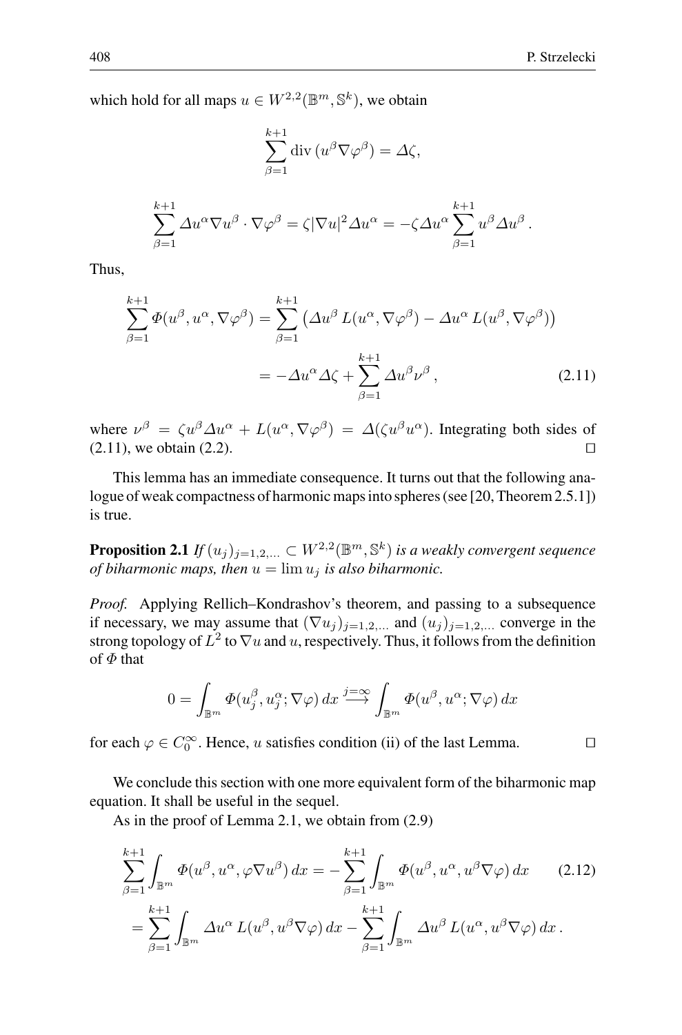which hold for all maps $u \in W^{2,2}(\mathbb{B}^m, \mathbb{S}^k)$, we obtain

$$\sum_{\beta=1}^{k+1} \operatorname{div}(u^\beta \nabla \varphi^\beta) = \Delta \zeta,$$

$$\sum_{\beta=1}^{k+1} \Delta u^\alpha \nabla u^\beta \cdot \nabla \varphi^\beta = \zeta |\nabla u|^2 \Delta u^\alpha = -\zeta \Delta u^\alpha \sum_{\beta=1}^{k+1} u^\beta \Delta u^\beta \,.$$

Thus,

$$\begin{aligned}
\sum_{\beta=1}^{k+1} \Phi(u^\beta, u^\alpha, \nabla \varphi^\beta) &= \sum_{\beta=1}^{k+1} \left( \Delta u^\beta \, L(u^\alpha, \nabla \varphi^\beta) - \Delta u^\alpha \, L(u^\beta, \nabla \varphi^\beta) \right) \\
&= -\Delta u^\alpha \Delta \zeta + \sum_{\beta=1}^{k+1} \Delta u^\beta \nu^\beta \,, \qquad (2.11)
\end{aligned}$$

where $\nu^\beta = \zeta u^\beta \Delta u^\alpha + L(u^\alpha, \nabla \varphi^\beta) = \Delta(\zeta u^\beta u^\alpha)$. Integrating both sides of (2.11), we obtain (2.2). $\square$

This lemma has an immediate consequence. It turns out that the following analogue of weak compactness of harmonic maps into spheres (see [20, Theorem 2.5.1]) is true.

**Proposition 2.1** *If $(u_j)_{j=1,2,\ldots} \subset W^{2,2}(\mathbb{B}^m, \mathbb{S}^k)$ is a weakly convergent sequence of biharmonic maps, then $u = \lim u_j$ is also biharmonic.*

*Proof.* Applying Rellich–Kondrashov's theorem, and passing to a subsequence if necessary, we may assume that $(\nabla u_j)_{j=1,2,\ldots}$ and $(u_j)_{j=1,2,\ldots}$ converge in the strong topology of $L^2$ to $\nabla u$ and $u$, respectively. Thus, it follows from the definition of $\Phi$ that

$$0 = \int_{\mathbb{B}^m} \Phi(u_j^\beta, u_j^\alpha; \nabla \varphi) \, dx \overset{j=\infty}{\longrightarrow} \int_{\mathbb{B}^m} \Phi(u^\beta, u^\alpha; \nabla \varphi) \, dx$$

for each $\varphi \in C_0^\infty$. Hence, $u$ satisfies condition (ii) of the last Lemma. $\square$

We conclude this section with one more equivalent form of the biharmonic map equation. It shall be useful in the sequel.

As in the proof of Lemma 2.1, we obtain from (2.9)

$$\begin{aligned}
\sum_{\beta=1}^{k+1} \int_{\mathbb{B}^m} \Phi(u^\beta, u^\alpha, \varphi \nabla u^\beta) \, dx &= -\sum_{\beta=1}^{k+1} \int_{\mathbb{B}^m} \Phi(u^\beta, u^\alpha, u^\beta \nabla \varphi) \, dx \qquad (2.12) \\
&= \sum_{\beta=1}^{k+1} \int_{\mathbb{B}^m} \Delta u^\alpha \, L(u^\beta, u^\beta \nabla \varphi) \, dx - \sum_{\beta=1}^{k+1} \int_{\mathbb{B}^m} \Delta u^\beta \, L(u^\alpha, u^\beta \nabla \varphi) \, dx \,.
\end{aligned}$$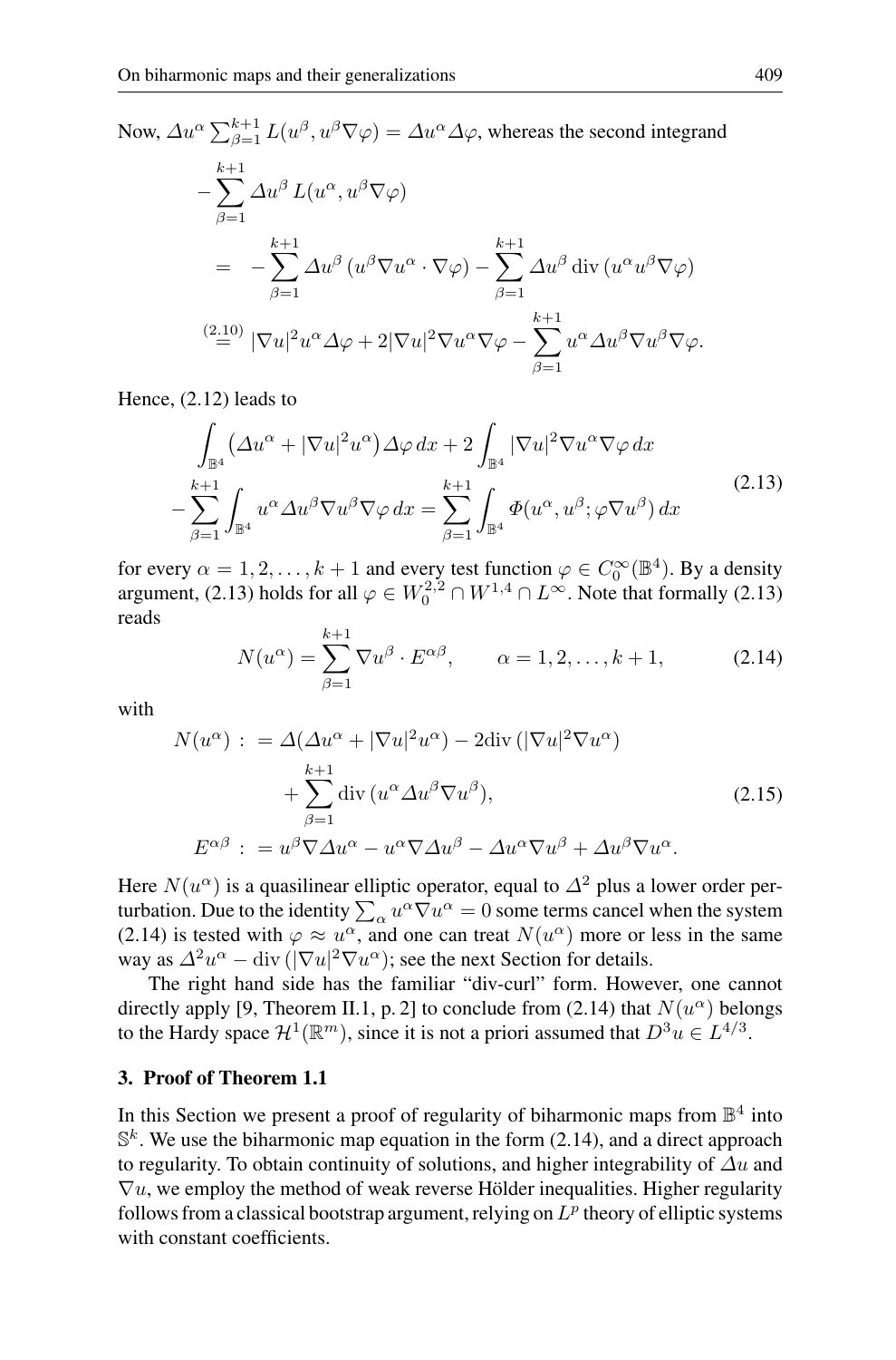Now, $\Delta u^\alpha \sum_{\beta=1}^{k+1} L(u^\beta, u^\beta \nabla\varphi) = \Delta u^\alpha \Delta\varphi$, whereas the second integrand

$$
\begin{aligned}
-&\sum_{\beta=1}^{k+1} \Delta u^\beta \, L(u^\alpha, u^\beta \nabla\varphi) \\
&= \; -\sum_{\beta=1}^{k+1} \Delta u^\beta \left(u^\beta \nabla u^\alpha \cdot \nabla\varphi\right) - \sum_{\beta=1}^{k+1} \Delta u^\beta \operatorname{div}\left(u^\alpha u^\beta \nabla\varphi\right) \\
&\overset{(2.10)}{=} |\nabla u|^2 u^\alpha \Delta\varphi + 2|\nabla u|^2 \nabla u^\alpha \nabla\varphi - \sum_{\beta=1}^{k+1} u^\alpha \Delta u^\beta \nabla u^\beta \nabla\varphi.
\end{aligned}
$$

Hence, (2.12) leads to

$$
\begin{aligned}
&\int_{\mathbb{B}^4} \left(\Delta u^\alpha + |\nabla u|^2 u^\alpha\right) \Delta\varphi \, dx + 2\int_{\mathbb{B}^4} |\nabla u|^2 \nabla u^\alpha \nabla\varphi \, dx \\
&- \sum_{\beta=1}^{k+1} \int_{\mathbb{B}^4} u^\alpha \Delta u^\beta \nabla u^\beta \nabla\varphi \, dx = \sum_{\beta=1}^{k+1} \int_{\mathbb{B}^4} \Phi(u^\alpha, u^\beta; \varphi \nabla u^\beta) \, dx
\end{aligned}
\tag{2.13}
$$

for every $\alpha = 1, 2, \ldots, k+1$ and every test function $\varphi \in C_0^\infty(\mathbb{B}^4)$. By a density argument, (2.13) holds for all $\varphi \in W_0^{2,2} \cap W^{1,4} \cap L^\infty$. Note that formally (2.13) reads

$$
N(u^\alpha) = \sum_{\beta=1}^{k+1} \nabla u^\beta \cdot E^{\alpha\beta}, \qquad \alpha = 1, 2, \ldots, k+1, \tag{2.14}
$$

with

$$
\begin{aligned}
N(u^\alpha) \; : &= \Delta(\Delta u^\alpha + |\nabla u|^2 u^\alpha) - 2\operatorname{div}\left(|\nabla u|^2 \nabla u^\alpha\right) \\
&\quad + \sum_{\beta=1}^{k+1} \operatorname{div}\left(u^\alpha \Delta u^\beta \nabla u^\beta\right), \\
E^{\alpha\beta} \; : &= u^\beta \nabla \Delta u^\alpha - u^\alpha \nabla \Delta u^\beta - \Delta u^\alpha \nabla u^\beta + \Delta u^\beta \nabla u^\alpha.
\end{aligned}
\tag{2.15}
$$

Here $N(u^\alpha)$ is a quasilinear elliptic operator, equal to $\Delta^2$ plus a lower order perturbation. Due to the identity $\sum_\alpha u^\alpha \nabla u^\alpha = 0$ some terms cancel when the system (2.14) is tested with $\varphi \approx u^\alpha$, and one can treat $N(u^\alpha)$ more or less in the same way as $\Delta^2 u^\alpha - \operatorname{div}\left(|\nabla u|^2 \nabla u^\alpha\right)$; see the next Section for details.

The right hand side has the familiar "div-curl" form. However, one cannot directly apply [9, Theorem II.1, p. 2] to conclude from (2.14) that $N(u^\alpha)$ belongs to the Hardy space $\mathcal{H}^1(\mathbb{R}^m)$, since it is not a priori assumed that $D^3 u \in L^{4/3}$.

## 3. Proof of Theorem 1.1

In this Section we present a proof of regularity of biharmonic maps from $\mathbb{B}^4$ into $\mathbb{S}^k$. We use the biharmonic map equation in the form (2.14), and a direct approach to regularity. To obtain continuity of solutions, and higher integrability of $\Delta u$ and $\nabla u$, we employ the method of weak reverse Hölder inequalities. Higher regularity follows from a classical bootstrap argument, relying on $L^p$ theory of elliptic systems with constant coefficients.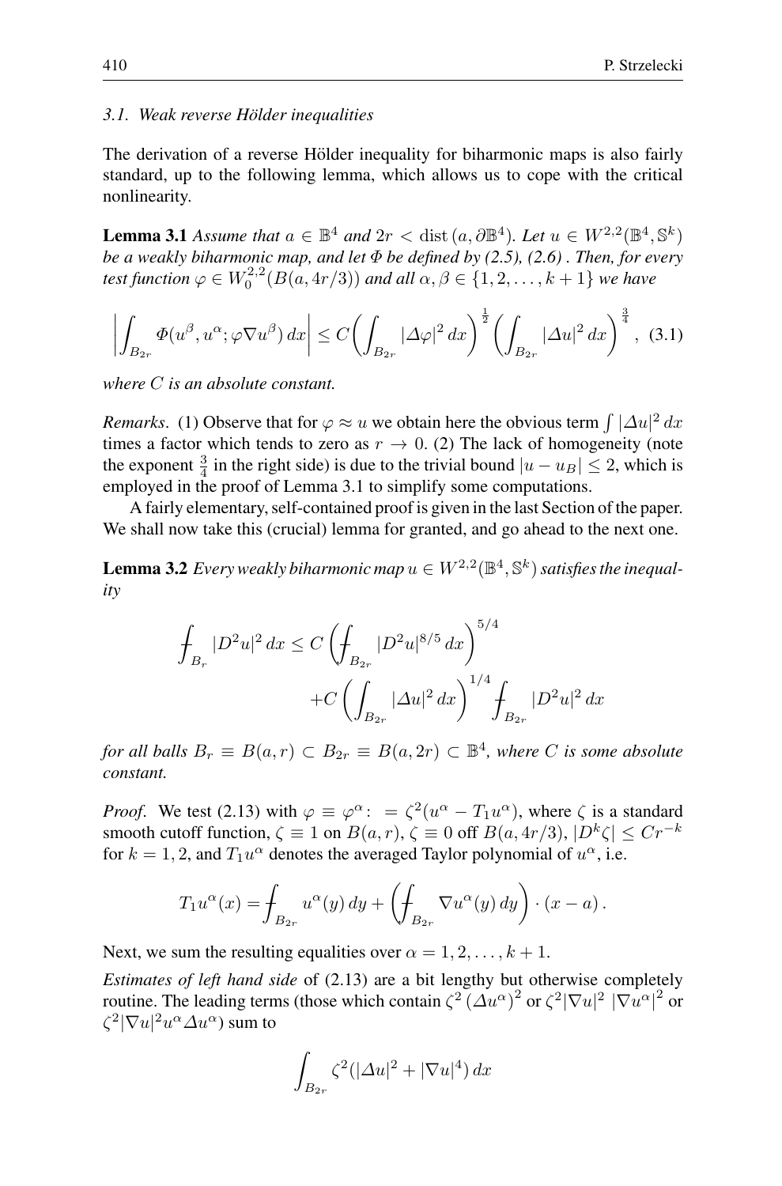### 3.1. Weak reverse Hölder inequalities

The derivation of a reverse Hölder inequality for biharmonic maps is also fairly standard, up to the following lemma, which allows us to cope with the critical nonlinearity.

**Lemma 3.1** *Assume that $a \in \mathbb{B}^4$ and $2r < \operatorname{dist}(a, \partial\mathbb{B}^4)$. Let $u \in W^{2,2}(\mathbb{B}^4, \mathbb{S}^k)$ be a weakly biharmonic map, and let $\Phi$ be defined by (2.5), (2.6) . Then, for every test function $\varphi \in W_0^{2,2}(B(a, 4r/3))$ and all $\alpha, \beta \in \{1, 2, \ldots, k+1\}$ we have*

$$\left| \int_{B_{2r}} \Phi(u^\beta, u^\alpha; \varphi \nabla u^\beta)\, dx \right| \le C \left( \int_{B_{2r}} |\Delta\varphi|^2\, dx \right)^{\frac{1}{2}} \left( \int_{B_{2r}} |\Delta u|^2\, dx \right)^{\frac{3}{4}}, \quad (3.1)$$

*where $C$ is an absolute constant.*

*Remarks*. (1) Observe that for $\varphi \approx u$ we obtain here the obvious term $\int |\Delta u|^2\, dx$ times a factor which tends to zero as $r \to 0$. (2) The lack of homogeneity (note the exponent $\frac{3}{4}$ in the right side) is due to the trivial bound $|u - u_B| \le 2$, which is employed in the proof of Lemma 3.1 to simplify some computations.

A fairly elementary, self-contained proof is given in the last Section of the paper. We shall now take this (crucial) lemma for granted, and go ahead to the next one.

**Lemma 3.2** *Every weakly biharmonic map $u \in W^{2,2}(\mathbb{B}^4, \mathbb{S}^k)$ satisfies the inequality*

$$\fint_{B_r} |D^2u|^2\, dx \le C \left( \fint_{B_{2r}} |D^2u|^{8/5}\, dx \right)^{5/4} + C \left( \int_{B_{2r}} |\Delta u|^2\, dx \right)^{1/4} \fint_{B_{2r}} |D^2u|^2\, dx$$

*for all balls $B_r \equiv B(a, r) \subset B_{2r} \equiv B(a, 2r) \subset \mathbb{B}^4$, where $C$ is some absolute constant.*

*Proof*. We test (2.13) with $\varphi \equiv \varphi^\alpha :\ = \zeta^2(u^\alpha - T_1u^\alpha)$, where $\zeta$ is a standard smooth cutoff function, $\zeta \equiv 1$ on $B(a, r)$, $\zeta \equiv 0$ off $B(a, 4r/3)$, $|D^k\zeta| \le Cr^{-k}$ for $k = 1, 2$, and $T_1u^\alpha$ denotes the averaged Taylor polynomial of $u^\alpha$, i.e.

$$T_1u^\alpha(x) = \fint_{B_{2r}} u^\alpha(y)\, dy + \left( \fint_{B_{2r}} \nabla u^\alpha(y)\, dy \right) \cdot (x - a)\, .$$

Next, we sum the resulting equalities over $\alpha = 1, 2, \ldots, k+1$.

*Estimates of left hand side* of (2.13) are a bit lengthy but otherwise completely routine. The leading terms (those which contain $\zeta^2\,(\Delta u^\alpha)^2$ or $\zeta^2|\nabla u|^2\ |\nabla u^\alpha|^2$ or $\zeta^2|\nabla u|^2 u^\alpha \Delta u^\alpha$) sum to

$$\int_{B_{2r}} \zeta^2(|\Delta u|^2 + |\nabla u|^4)\, dx$$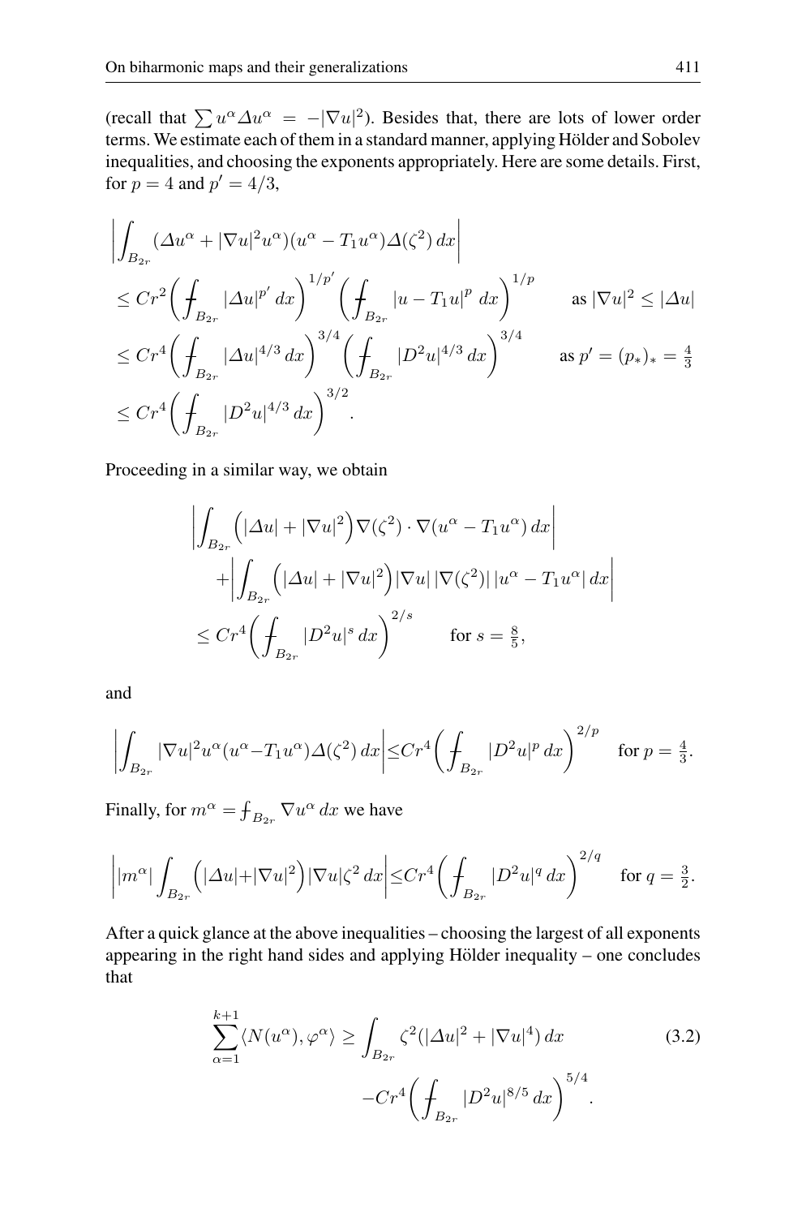(recall that $\sum u^\alpha \Delta u^\alpha = -|\nabla u|^2$). Besides that, there are lots of lower order terms. We estimate each of them in a standard manner, applying Hölder and Sobolev inequalities, and choosing the exponents appropriately. Here are some details. First, for $p = 4$ and $p' = 4/3$,

$$
\begin{aligned}
&\left| \int_{B_{2r}} (\Delta u^\alpha + |\nabla u|^2 u^\alpha)(u^\alpha - T_1 u^\alpha) \Delta(\zeta^2)\, dx \right| \\
&\le C r^2 \left( \fint_{B_{2r}} |\Delta u|^{p'}\, dx \right)^{1/p'} \left( \fint_{B_{2r}} |u - T_1 u|^p\, dx \right)^{1/p} \qquad \text{as } |\nabla u|^2 \le |\Delta u| \\
&\le C r^4 \left( \fint_{B_{2r}} |\Delta u|^{4/3}\, dx \right)^{3/4} \left( \fint_{B_{2r}} |D^2 u|^{4/3}\, dx \right)^{3/4} \qquad \text{as } p' = (p_*)_* = \tfrac{4}{3} \\
&\le C r^4 \left( \fint_{B_{2r}} |D^2 u|^{4/3}\, dx \right)^{3/2}.
\end{aligned}
$$

Proceeding in a similar way, we obtain

$$
\begin{aligned}
&\left| \int_{B_{2r}} \Big( |\Delta u| + |\nabla u|^2 \Big) \nabla(\zeta^2) \cdot \nabla(u^\alpha - T_1 u^\alpha)\, dx \right| \\
&\quad + \left| \int_{B_{2r}} \Big( |\Delta u| + |\nabla u|^2 \Big) |\nabla u|\, |\nabla(\zeta^2)|\, |u^\alpha - T_1 u^\alpha|\, dx \right| \\
&\le C r^4 \left( \fint_{B_{2r}} |D^2 u|^s\, dx \right)^{2/s} \qquad \text{for } s = \tfrac{8}{5},
\end{aligned}
$$

and

$$
\left| \int_{B_{2r}} |\nabla u|^2 u^\alpha (u^\alpha - T_1 u^\alpha) \Delta(\zeta^2)\, dx \right| \le C r^4 \left( \fint_{B_{2r}} |D^2 u|^p\, dx \right)^{2/p} \quad \text{for } p = \tfrac{4}{3}.
$$

Finally, for $m^\alpha = \fint_{B_{2r}} \nabla u^\alpha\, dx$ we have

$$
\left| |m^\alpha| \int_{B_{2r}} \Big( |\Delta u| + |\nabla u|^2 \Big) |\nabla u| \zeta^2\, dx \right| \le C r^4 \left( \fint_{B_{2r}} |D^2 u|^q\, dx \right)^{2/q} \quad \text{for } q = \tfrac{3}{2}.
$$

After a quick glance at the above inequalities – choosing the largest of all exponents appearing in the right hand sides and applying Hölder inequality – one concludes that

$$
\begin{aligned}
\sum_{\alpha=1}^{k+1} \langle N(u^\alpha), \varphi^\alpha \rangle \ge \int_{B_{2r}} \zeta^2 (|\Delta u|^2 + |\nabla u|^4)\, dx \qquad\qquad (3.2) \\
- C r^4 \left( \fint_{B_{2r}} |D^2 u|^{8/5}\, dx \right)^{5/4}.
\end{aligned}
$$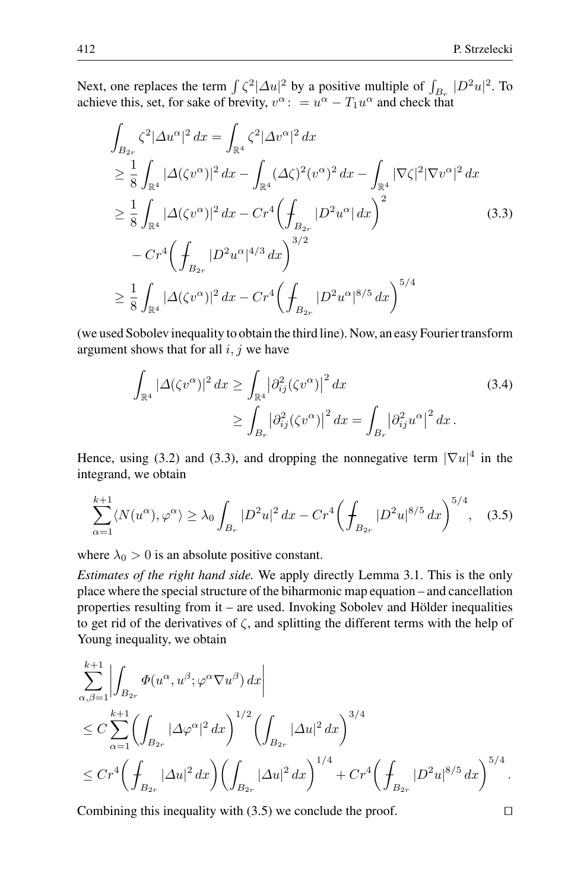Next, one replaces the term $\int \zeta^2 |\Delta u|^2$ by a positive multiple of $\int_{B_r} |D^2 u|^2$. To achieve this, set, for sake of brevity, $v^\alpha :\, = u^\alpha - T_1 u^\alpha$ and check that

$$
\begin{aligned}
\int_{B_{2r}} \zeta^2 |\Delta u^\alpha|^2 \, dx &= \int_{\mathbb{R}^4} \zeta^2 |\Delta v^\alpha|^2 \, dx \\
&\geq \frac{1}{8} \int_{\mathbb{R}^4} |\Delta(\zeta v^\alpha)|^2 \, dx - \int_{\mathbb{R}^4} (\Delta \zeta)^2 (v^\alpha)^2 \, dx - \int_{\mathbb{R}^4} |\nabla \zeta|^2 |\nabla v^\alpha|^2 \, dx \\
&\geq \frac{1}{8} \int_{\mathbb{R}^4} |\Delta(\zeta v^\alpha)|^2 \, dx - C r^4 \bigg( \fint_{B_{2r}} |D^2 u^\alpha| \, dx \bigg)^2 \\
&\quad - C r^4 \bigg( \fint_{B_{2r}} |D^2 u^\alpha|^{4/3} \, dx \bigg)^{3/2} \\
&\geq \frac{1}{8} \int_{\mathbb{R}^4} |\Delta(\zeta v^\alpha)|^2 \, dx - C r^4 \bigg( \fint_{B_{2r}} |D^2 u^\alpha|^{8/5} \, dx \bigg)^{5/4}
\end{aligned}
\tag{3.3}
$$

(we used Sobolev inequality to obtain the third line). Now, an easy Fourier transform argument shows that for all $i, j$ we have

$$
\begin{aligned}
\int_{\mathbb{R}^4} |\Delta(\zeta v^\alpha)|^2 \, dx &\geq \int_{\mathbb{R}^4} \big| \partial^2_{ij} (\zeta v^\alpha) \big|^2 \, dx \\
&\geq \int_{B_r} \big| \partial^2_{ij} (\zeta v^\alpha) \big|^2 \, dx = \int_{B_r} \big| \partial^2_{ij} u^\alpha \big|^2 \, dx \, .
\end{aligned}
\tag{3.4}
$$

Hence, using (3.2) and (3.3), and dropping the nonnegative term $|\nabla u|^4$ in the integrand, we obtain

$$
\sum_{\alpha=1}^{k+1} \langle N(u^\alpha), \varphi^\alpha \rangle \geq \lambda_0 \int_{B_r} |D^2 u|^2 \, dx - C r^4 \bigg( \fint_{B_{2r}} |D^2 u|^{8/5} \, dx \bigg)^{5/4}, \tag{3.5}
$$

where $\lambda_0 > 0$ is an absolute positive constant.

*Estimates of the right hand side.* We apply directly Lemma 3.1. This is the only place where the special structure of the biharmonic map equation – and cancellation properties resulting from it – are used. Invoking Sobolev and Hölder inequalities to get rid of the derivatives of $\zeta$, and splitting the different terms with the help of Young inequality, we obtain

$$
\begin{aligned}
&\sum_{\alpha,\beta=1}^{k+1} \bigg| \int_{B_{2r}} \Phi(u^\alpha, u^\beta; \varphi^\alpha \nabla u^\beta) \, dx \bigg| \\
&\leq C \sum_{\alpha=1}^{k+1} \bigg( \int_{B_{2r}} |\Delta \varphi^\alpha|^2 \, dx \bigg)^{1/2} \bigg( \int_{B_{2r}} |\Delta u|^2 \, dx \bigg)^{3/4} \\
&\leq C r^4 \bigg( \fint_{B_{2r}} |\Delta u|^2 \, dx \bigg) \bigg( \int_{B_{2r}} |\Delta u|^2 \, dx \bigg)^{1/4} + C r^4 \bigg( \fint_{B_{2r}} |D^2 u|^{8/5} \, dx \bigg)^{5/4} .
\end{aligned}
$$

Combining this inequality with (3.5) we conclude the proof. $\square$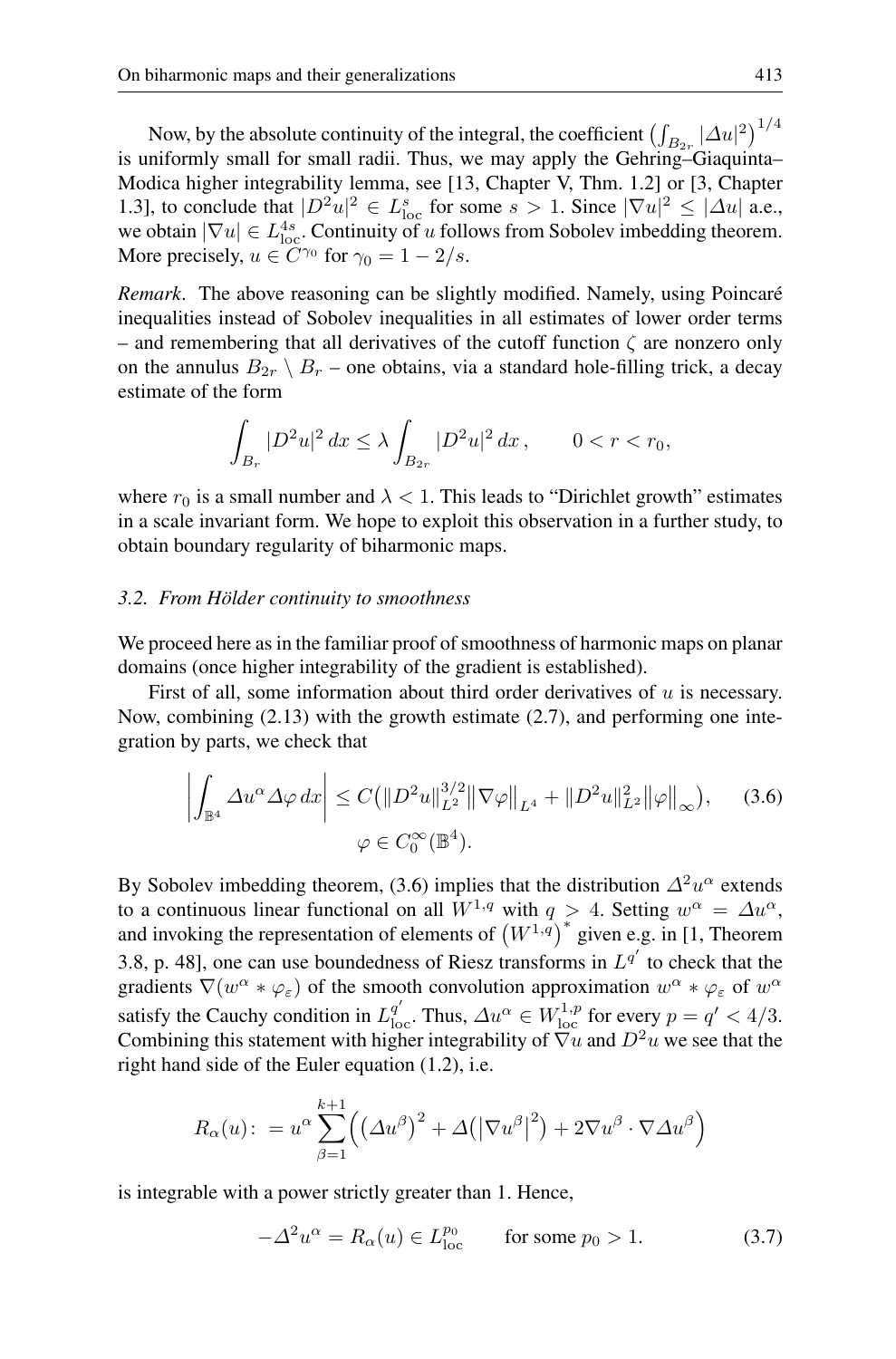Now, by the absolute continuity of the integral, the coefficient $\left(\int_{B_{2r}} |\Delta u|^2\right)^{1/4}$ is uniformly small for small radii. Thus, we may apply the Gehring–Giaquinta–Modica higher integrability lemma, see [13, Chapter V, Thm. 1.2] or [3, Chapter 1.3], to conclude that $|D^2u|^2 \in L^s_{\mathrm{loc}}$ for some $s > 1$. Since $|\nabla u|^2 \leq |\Delta u|$ a.e., we obtain $|\nabla u| \in L^{4s}_{\mathrm{loc}}$. Continuity of $u$ follows from Sobolev imbedding theorem. More precisely, $u \in C^{\gamma_0}$ for $\gamma_0 = 1 - 2/s$.

*Remark*. The above reasoning can be slightly modified. Namely, using Poincaré inequalities instead of Sobolev inequalities in all estimates of lower order terms – and remembering that all derivatives of the cutoff function $\zeta$ are nonzero only on the annulus $B_{2r} \setminus B_r$ – one obtains, via a standard hole-filling trick, a decay estimate of the form

$$\int_{B_r} |D^2u|^2\, dx \leq \lambda \int_{B_{2r}} |D^2u|^2\, dx\,, \qquad 0 < r < r_0,$$

where $r_0$ is a small number and $\lambda < 1$. This leads to "Dirichlet growth" estimates in a scale invariant form. We hope to exploit this observation in a further study, to obtain boundary regularity of biharmonic maps.

### 3.2. From Hölder continuity to smoothness

We proceed here as in the familiar proof of smoothness of harmonic maps on planar domains (once higher integrability of the gradient is established).

First of all, some information about third order derivatives of $u$ is necessary. Now, combining (2.13) with the growth estimate (2.7), and performing one integration by parts, we check that

$$\left|\int_{\mathbb{B}^4} \Delta u^\alpha \Delta\varphi\, dx\right| \leq C\big(\|D^2u\|^{3/2}_{L^2}\big\|\nabla\varphi\big\|_{L^4} + \|D^2u\|^2_{L^2}\big\|\varphi\big\|_\infty\big), \qquad (3.6)$$
$$\varphi \in C_0^\infty(\mathbb{B}^4).$$

By Sobolev imbedding theorem, (3.6) implies that the distribution $\Delta^2 u^\alpha$ extends to a continuous linear functional on all $W^{1,q}$ with $q > 4$. Setting $w^\alpha = \Delta u^\alpha$, and invoking the representation of elements of $\left(W^{1,q}\right)^*$ given e.g. in [1, Theorem 3.8, p. 48], one can use boundedness of Riesz transforms in $L^{q'}$ to check that the gradients $\nabla(w^\alpha * \varphi_\varepsilon)$ of the smooth convolution approximation $w^\alpha * \varphi_\varepsilon$ of $w^\alpha$ satisfy the Cauchy condition in $L^{q'}_{\mathrm{loc}}$. Thus, $\Delta u^\alpha \in W^{1,p}_{\mathrm{loc}}$ for every $p = q' < 4/3$. Combining this statement with higher integrability of $\nabla u$ and $D^2u$ we see that the right hand side of the Euler equation (1.2), i.e.

$$R_\alpha(u) :\, = u^\alpha \sum_{\beta=1}^{k+1}\Big(\big(\Delta u^\beta\big)^2 + \Delta\big(\big|\nabla u^\beta\big|^2\big) + 2\nabla u^\beta \cdot \nabla\Delta u^\beta\Big)$$

is integrable with a power strictly greater than 1. Hence,

$$-\Delta^2 u^\alpha = R_\alpha(u) \in L^{p_0}_{\mathrm{loc}} \qquad \text{for some } p_0 > 1. \qquad (3.7)$$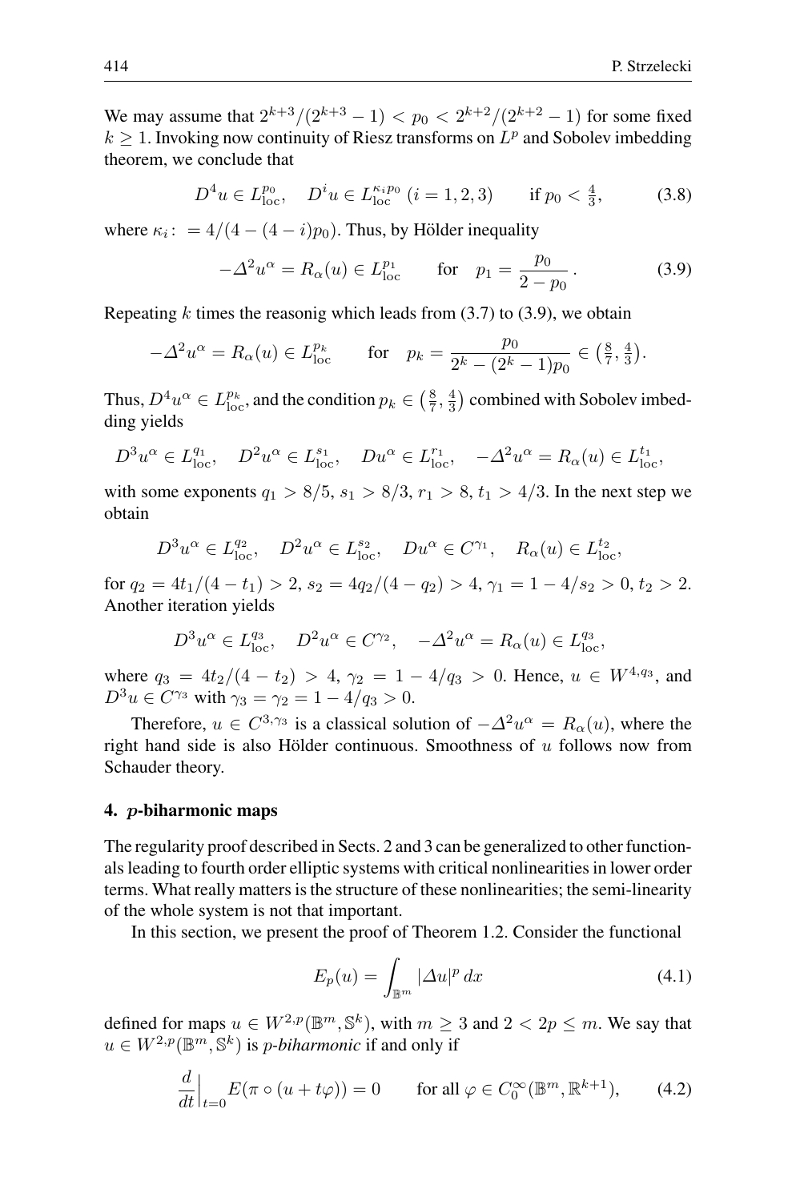We may assume that $2^{k+3}/(2^{k+3}-1) < p_0 < 2^{k+2}/(2^{k+2}-1)$ for some fixed $k \geq 1$. Invoking now continuity of Riesz transforms on $L^p$ and Sobolev imbedding theorem, we conclude that

$$D^4 u \in L^{p_0}_{\text{loc}}, \quad D^i u \in L^{\kappa_i p_0}_{\text{loc}} \ (i = 1, 2, 3) \qquad \text{if } p_0 < \tfrac{4}{3}, \tag{3.8}$$

where $\kappa_i := 4/(4-(4-i)p_0)$. Thus, by Hölder inequality

$$-\Delta^2 u^\alpha = R_\alpha(u) \in L^{p_1}_{\text{loc}} \qquad \text{for} \quad p_1 = \frac{p_0}{2-p_0}\,. \tag{3.9}$$

Repeating $k$ times the reasonig which leads from (3.7) to (3.9), we obtain

$$-\Delta^2 u^\alpha = R_\alpha(u) \in L^{p_k}_{\text{loc}} \qquad \text{for} \quad p_k = \frac{p_0}{2^k - (2^k - 1)p_0} \in \left(\tfrac{8}{7}, \tfrac{4}{3}\right).$$

Thus, $D^4 u^\alpha \in L^{p_k}_{\text{loc}}$, and the condition $p_k \in \left(\frac{8}{7}, \frac{4}{3}\right)$ combined with Sobolev imbedding yields

$$D^3 u^\alpha \in L^{q_1}_{\text{loc}}, \quad D^2 u^\alpha \in L^{s_1}_{\text{loc}}, \quad D u^\alpha \in L^{r_1}_{\text{loc}}, \quad -\Delta^2 u^\alpha = R_\alpha(u) \in L^{t_1}_{\text{loc}},$$

with some exponents $q_1 > 8/5$, $s_1 > 8/3$, $r_1 > 8$, $t_1 > 4/3$. In the next step we obtain

$$D^3 u^\alpha \in L^{q_2}_{\text{loc}}, \quad D^2 u^\alpha \in L^{s_2}_{\text{loc}}, \quad D u^\alpha \in C^{\gamma_1}, \quad R_\alpha(u) \in L^{t_2}_{\text{loc}},$$

for $q_2 = 4t_1/(4-t_1) > 2$, $s_2 = 4q_2/(4-q_2) > 4$, $\gamma_1 = 1 - 4/s_2 > 0$, $t_2 > 2$. Another iteration yields

$$D^3 u^\alpha \in L^{q_3}_{\text{loc}}, \quad D^2 u^\alpha \in C^{\gamma_2}, \quad -\Delta^2 u^\alpha = R_\alpha(u) \in L^{q_3}_{\text{loc}},$$

where $q_3 = 4t_2/(4-t_2) > 4$, $\gamma_2 = 1 - 4/q_3 > 0$. Hence, $u \in W^{4,q_3}$, and $D^3 u \in C^{\gamma_3}$ with $\gamma_3 = \gamma_2 = 1 - 4/q_3 > 0$.

Therefore, $u \in C^{3,\gamma_3}$ is a classical solution of $-\Delta^2 u^\alpha = R_\alpha(u)$, where the right hand side is also Hölder continuous. Smoothness of $u$ follows now from Schauder theory.

## 4. $p$-biharmonic maps

The regularity proof described in Sects. 2 and 3 can be generalized to other functionals leading to fourth order elliptic systems with critical nonlinearities in lower order terms. What really matters is the structure of these nonlinearities; the semi-linearity of the whole system is not that important.

In this section, we present the proof of Theorem 1.2. Consider the functional

$$E_p(u) = \int_{\mathbb{B}^m} |\Delta u|^p \, dx \tag{4.1}$$

defined for maps $u \in W^{2,p}(\mathbb{B}^m, \mathbb{S}^k)$, with $m \geq 3$ and $2 < 2p \leq m$. We say that $u \in W^{2,p}(\mathbb{B}^m, \mathbb{S}^k)$ is *$p$-biharmonic* if and only if

$$\frac{d}{dt}\Big|_{t=0} E(\pi \circ (u + t\varphi)) = 0 \qquad \text{for all } \varphi \in C_0^\infty(\mathbb{B}^m, \mathbb{R}^{k+1}), \tag{4.2}$$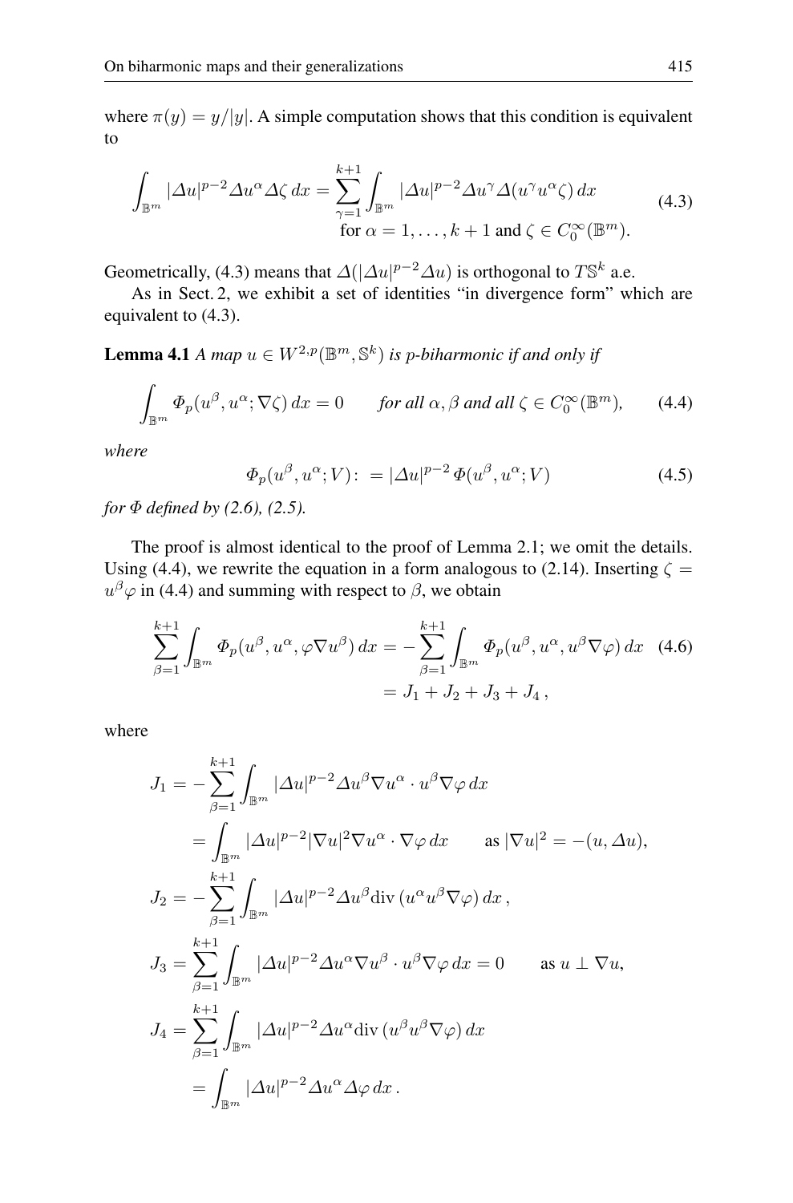where $\pi(y) = y/|y|$. A simple computation shows that this condition is equivalent to

$$\int_{\mathbb{B}^m} |\Delta u|^{p-2} \Delta u^\alpha \Delta \zeta \, dx = \sum_{\gamma=1}^{k+1} \int_{\mathbb{B}^m} |\Delta u|^{p-2} \Delta u^\gamma \Delta (u^\gamma u^\alpha \zeta) \, dx \qquad (4.3)$$
$$\text{for } \alpha = 1, \ldots, k+1 \text{ and } \zeta \in C_0^\infty(\mathbb{B}^m).$$

Geometrically, (4.3) means that $\Delta(|\Delta u|^{p-2}\Delta u)$ is orthogonal to $T\mathbb{S}^k$ a.e.

As in Sect. 2, we exhibit a set of identities "in divergence form" which are equivalent to (4.3).

**Lemma 4.1** *A map $u \in W^{2,p}(\mathbb{B}^m, \mathbb{S}^k)$ is $p$-biharmonic if and only if*

$$\int_{\mathbb{B}^m} \Phi_p(u^\beta, u^\alpha; \nabla \zeta) \, dx = 0 \qquad \textit{for all } \alpha, \beta \textit{ and all } \zeta \in C_0^\infty(\mathbb{B}^m), \qquad (4.4)$$

*where*

$$\Phi_p(u^\beta, u^\alpha; V) : = |\Delta u|^{p-2} \, \Phi(u^\beta, u^\alpha; V) \qquad (4.5)$$

*for $\Phi$ defined by (2.6), (2.5).*

The proof is almost identical to the proof of Lemma 2.1; we omit the details. Using (4.4), we rewrite the equation in a form analogous to (2.14). Inserting $\zeta = u^\beta \varphi$ in (4.4) and summing with respect to $\beta$, we obtain

$$\sum_{\beta=1}^{k+1} \int_{\mathbb{B}^m} \Phi_p(u^\beta, u^\alpha, \varphi \nabla u^\beta) \, dx = -\sum_{\beta=1}^{k+1} \int_{\mathbb{B}^m} \Phi_p(u^\beta, u^\alpha, u^\beta \nabla \varphi) \, dx \qquad (4.6)$$
$$= J_1 + J_2 + J_3 + J_4 \, ,$$

where

$$\begin{aligned}
J_1 &= -\sum_{\beta=1}^{k+1} \int_{\mathbb{B}^m} |\Delta u|^{p-2} \Delta u^\beta \nabla u^\alpha \cdot u^\beta \nabla \varphi \, dx \\
&= \int_{\mathbb{B}^m} |\Delta u|^{p-2} |\nabla u|^2 \nabla u^\alpha \cdot \nabla \varphi \, dx \qquad \text{as } |\nabla u|^2 = -(u, \Delta u), \\
J_2 &= -\sum_{\beta=1}^{k+1} \int_{\mathbb{B}^m} |\Delta u|^{p-2} \Delta u^\beta \mathrm{div}\, (u^\alpha u^\beta \nabla \varphi) \, dx \, , \\
J_3 &= \sum_{\beta=1}^{k+1} \int_{\mathbb{B}^m} |\Delta u|^{p-2} \Delta u^\alpha \nabla u^\beta \cdot u^\beta \nabla \varphi \, dx = 0 \qquad \text{as } u \perp \nabla u, \\
J_4 &= \sum_{\beta=1}^{k+1} \int_{\mathbb{B}^m} |\Delta u|^{p-2} \Delta u^\alpha \mathrm{div}\, (u^\beta u^\beta \nabla \varphi) \, dx \\
&= \int_{\mathbb{B}^m} |\Delta u|^{p-2} \Delta u^\alpha \Delta \varphi \, dx \, .
\end{aligned}$$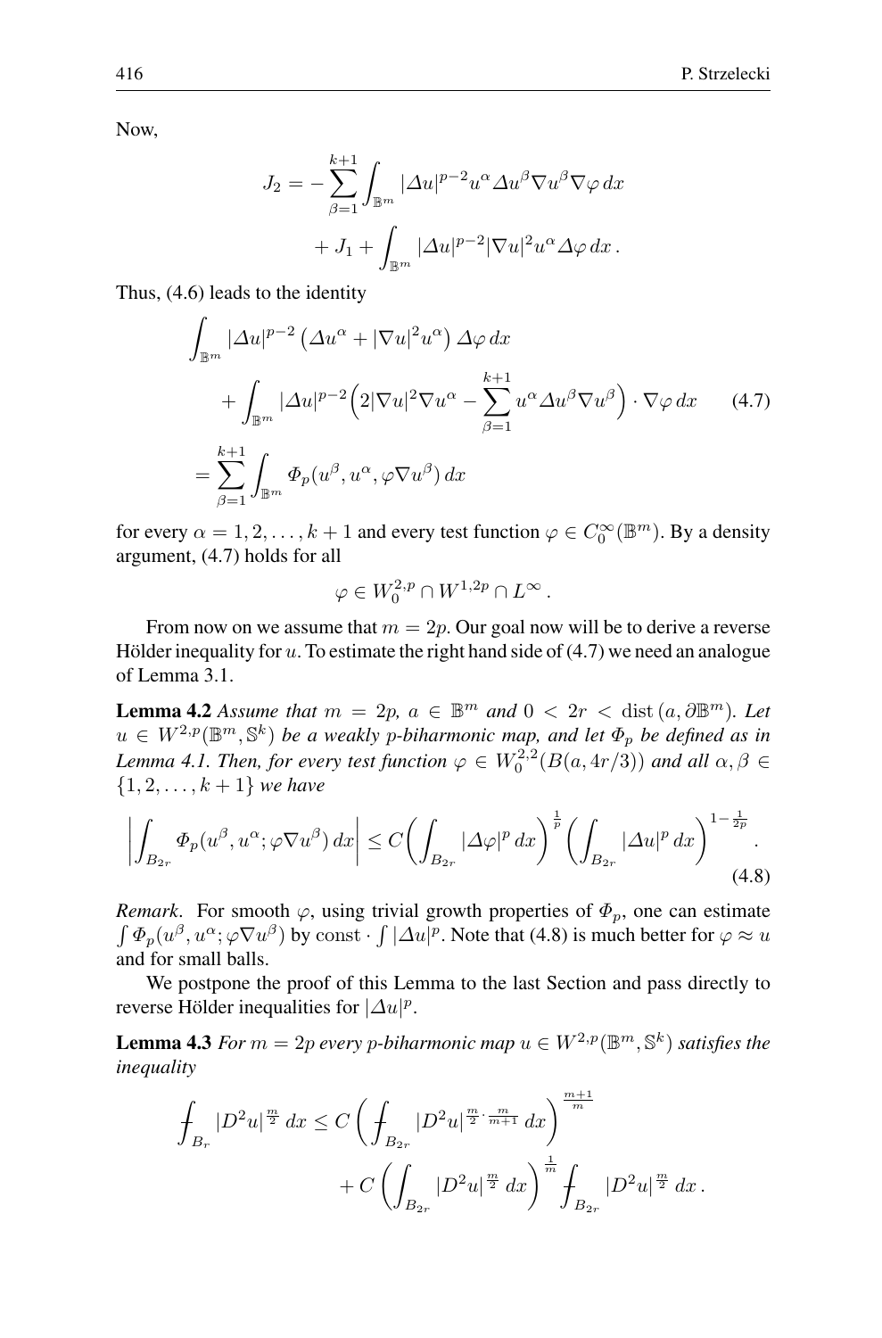Now,

$$
\begin{aligned}
J_2 = & -\sum_{\beta=1}^{k+1} \int_{\mathbb{B}^m} |\Delta u|^{p-2} u^\alpha \Delta u^\beta \nabla u^\beta \nabla \varphi \, dx \\
& + J_1 + \int_{\mathbb{B}^m} |\Delta u|^{p-2} |\nabla u|^2 u^\alpha \Delta \varphi \, dx \, .
\end{aligned}
$$

Thus, (4.6) leads to the identity

$$
\begin{aligned}
& \int_{\mathbb{B}^m} |\Delta u|^{p-2} \left( \Delta u^\alpha + |\nabla u|^2 u^\alpha \right) \Delta \varphi \, dx \\
& \quad + \int_{\mathbb{B}^m} |\Delta u|^{p-2} \Big( 2|\nabla u|^2 \nabla u^\alpha - \sum_{\beta=1}^{k+1} u^\alpha \Delta u^\beta \nabla u^\beta \Big) \cdot \nabla \varphi \, dx \qquad (4.7) \\
& = \sum_{\beta=1}^{k+1} \int_{\mathbb{B}^m} \Phi_p(u^\beta, u^\alpha, \varphi \nabla u^\beta) \, dx
\end{aligned}
$$

for every $\alpha = 1, 2, \ldots, k+1$ and every test function $\varphi \in C_0^\infty(\mathbb{B}^m)$. By a density argument, (4.7) holds for all

$$
\varphi \in W_0^{2,p} \cap W^{1,2p} \cap L^\infty \, .
$$

From now on we assume that $m = 2p$. Our goal now will be to derive a reverse Hölder inequality for $u$. To estimate the right hand side of (4.7) we need an analogue of Lemma 3.1.

**Lemma 4.2** *Assume that $m = 2p$, $a \in \mathbb{B}^m$ and $0 < 2r < \operatorname{dist}(a, \partial \mathbb{B}^m)$. Let $u \in W^{2,p}(\mathbb{B}^m, \mathbb{S}^k)$ be a weakly $p$-biharmonic map, and let $\Phi_p$ be defined as in Lemma 4.1. Then, for every test function $\varphi \in W_0^{2,2}(B(a, 4r/3))$ and all $\alpha, \beta \in \{1, 2, \ldots, k+1\}$ we have*

$$
\left| \int_{B_{2r}} \Phi_p(u^\beta, u^\alpha; \varphi \nabla u^\beta) \, dx \right| \leq C \bigg( \int_{B_{2r}} |\Delta \varphi|^p \, dx \bigg)^{\frac{1}{p}} \bigg( \int_{B_{2r}} |\Delta u|^p \, dx \bigg)^{1 - \frac{1}{2p}} . \qquad (4.8)
$$

*Remark*. For smooth $\varphi$, using trivial growth properties of $\Phi_p$, one can estimate $\int \Phi_p(u^\beta, u^\alpha; \varphi \nabla u^\beta)$ by $\text{const} \cdot \int |\Delta u|^p$. Note that (4.8) is much better for $\varphi \approx u$ and for small balls.

We postpone the proof of this Lemma to the last Section and pass directly to reverse Hölder inequalities for $|\Delta u|^p$.

**Lemma 4.3** *For $m = 2p$ every $p$-biharmonic map $u \in W^{2,p}(\mathbb{B}^m, \mathbb{S}^k)$ satisfies the inequality*

$$
\begin{aligned}
\fint_{B_r} |D^2 u|^{\frac{m}{2}} \, dx \leq & \; C \left( \fint_{B_{2r}} |D^2 u|^{\frac{m}{2} \cdot \frac{m}{m+1}} \, dx \right)^{\frac{m+1}{m}} \\
& + C \left( \int_{B_{2r}} |D^2 u|^{\frac{m}{2}} \, dx \right)^{\frac{1}{m}} \fint_{B_{2r}} |D^2 u|^{\frac{m}{2}} \, dx \, .
\end{aligned}
$$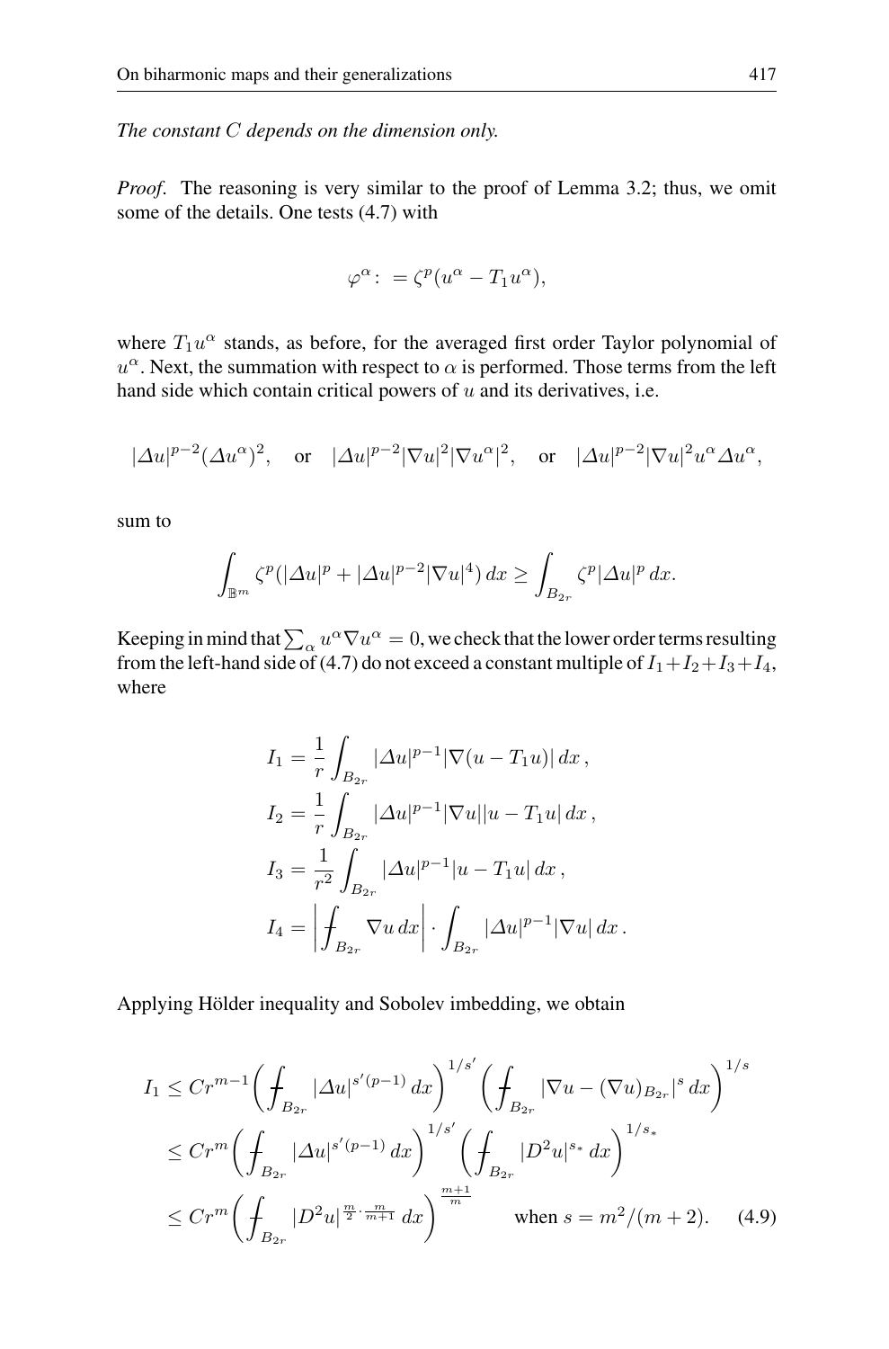*The constant $C$ depends on the dimension only.*

*Proof*. The reasoning is very similar to the proof of Lemma 3.2; thus, we omit some of the details. One tests (4.7) with

$$\varphi^\alpha :\ = \zeta^p (u^\alpha - T_1 u^\alpha),$$

where $T_1 u^\alpha$ stands, as before, for the averaged first order Taylor polynomial of $u^\alpha$. Next, the summation with respect to $\alpha$ is performed. Those terms from the left hand side which contain critical powers of $u$ and its derivatives, i.e.

$$|\Delta u|^{p-2}(\Delta u^\alpha)^2, \quad \text{or} \quad |\Delta u|^{p-2}|\nabla u|^2 |\nabla u^\alpha|^2, \quad \text{or} \quad |\Delta u|^{p-2}|\nabla u|^2 u^\alpha \Delta u^\alpha,$$

sum to

$$\int_{\mathbb{B}^m} \zeta^p (|\Delta u|^p + |\Delta u|^{p-2}|\nabla u|^4)\, dx \ge \int_{B_{2r}} \zeta^p |\Delta u|^p\, dx.$$

Keeping in mind that $\sum_\alpha u^\alpha \nabla u^\alpha = 0$, we check that the lower order terms resulting from the left-hand side of (4.7) do not exceed a constant multiple of $I_1 + I_2 + I_3 + I_4$, where

$$\begin{aligned}
I_1 &= \frac{1}{r}\int_{B_{2r}} |\Delta u|^{p-1} |\nabla(u - T_1 u)|\, dx\,, \\
I_2 &= \frac{1}{r}\int_{B_{2r}} |\Delta u|^{p-1} |\nabla u| |u - T_1 u|\, dx\,, \\
I_3 &= \frac{1}{r^2}\int_{B_{2r}} |\Delta u|^{p-1} |u - T_1 u|\, dx\,, \\
I_4 &= \left| \fint_{B_{2r}} \nabla u\, dx \right| \cdot \int_{B_{2r}} |\Delta u|^{p-1} |\nabla u|\, dx\,.
\end{aligned}$$

Applying Hölder inequality and Sobolev imbedding, we obtain

$$\begin{aligned}
I_1 &\le C r^{m-1} \left( \fint_{B_{2r}} |\Delta u|^{s'(p-1)}\, dx \right)^{1/s'} \left( \fint_{B_{2r}} |\nabla u - (\nabla u)_{B_{2r}}|^s\, dx \right)^{1/s} \\
&\le C r^m \left( \fint_{B_{2r}} |\Delta u|^{s'(p-1)}\, dx \right)^{1/s'} \left( \fint_{B_{2r}} |D^2 u|^{s_*}\, dx \right)^{1/s_*} \\
&\le C r^m \left( \fint_{B_{2r}} |D^2 u|^{\frac{m}{2}\cdot\frac{m}{m+1}}\, dx \right)^{\frac{m+1}{m}} \qquad \text{when } s = m^2/(m+2). \qquad (4.9)
\end{aligned}$$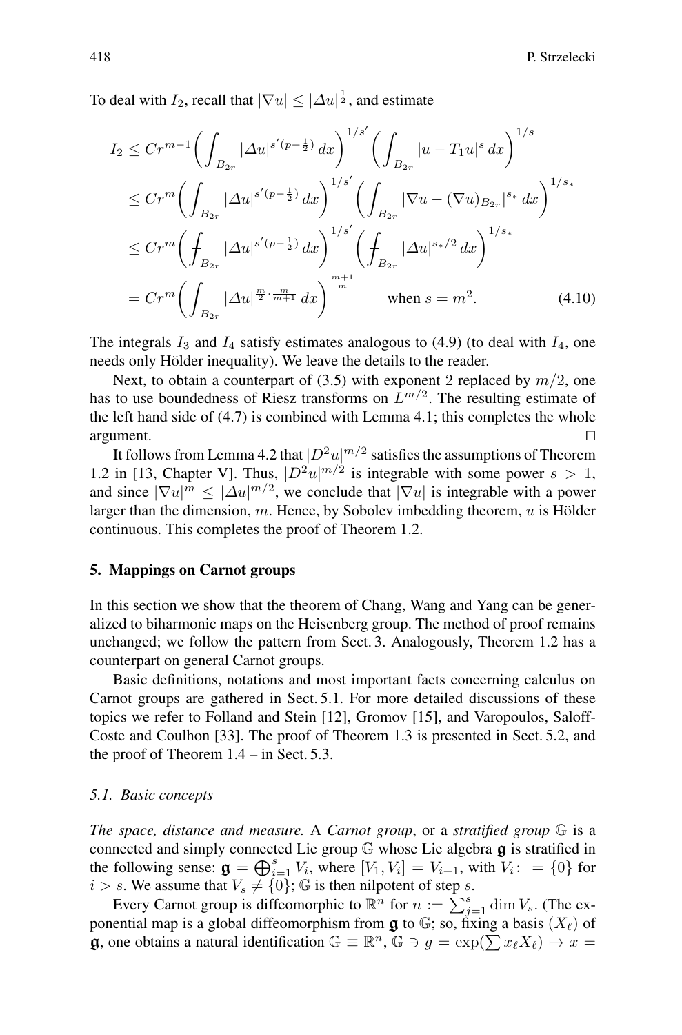To deal with $I_2$, recall that $|\nabla u| \le |\Delta u|^{\frac{1}{2}}$, and estimate

$$
\begin{aligned}
I_2 &\le Cr^{m-1}\biggl(\fint_{B_{2r}} |\Delta u|^{s'(p-\frac{1}{2})}\,dx\biggr)^{1/s'}\biggl(\fint_{B_{2r}} |u - T_1 u|^s\,dx\biggr)^{1/s} \\
&\le Cr^{m}\biggl(\fint_{B_{2r}} |\Delta u|^{s'(p-\frac{1}{2})}\,dx\biggr)^{1/s'}\biggl(\fint_{B_{2r}} |\nabla u - (\nabla u)_{B_{2r}}|^{s_*}\,dx\biggr)^{1/s_*} \\
&\le Cr^{m}\biggl(\fint_{B_{2r}} |\Delta u|^{s'(p-\frac{1}{2})}\,dx\biggr)^{1/s'}\biggl(\fint_{B_{2r}} |\Delta u|^{s_*/2}\,dx\biggr)^{1/s_*} \\
&= Cr^{m}\biggl(\fint_{B_{2r}} |\Delta u|^{\frac{m}{2}\cdot\frac{m}{m+1}}\,dx\biggr)^{\frac{m+1}{m}} \qquad \text{when } s = m^2. \qquad (4.10)
\end{aligned}
$$

The integrals $I_3$ and $I_4$ satisfy estimates analogous to (4.9) (to deal with $I_4$, one needs only Hölder inequality). We leave the details to the reader.

Next, to obtain a counterpart of (3.5) with exponent 2 replaced by $m/2$, one has to use boundedness of Riesz transforms on $L^{m/2}$. The resulting estimate of the left hand side of (4.7) is combined with Lemma 4.1; this completes the whole argument. $\square$

It follows from Lemma 4.2 that $|D^2u|^{m/2}$ satisfies the assumptions of Theorem 1.2 in [13, Chapter V]. Thus, $|D^2u|^{m/2}$ is integrable with some power $s > 1$, and since $|\nabla u|^m \le |\Delta u|^{m/2}$, we conclude that $|\nabla u|$ is integrable with a power larger than the dimension, $m$. Hence, by Sobolev imbedding theorem, $u$ is Hölder continuous. This completes the proof of Theorem 1.2.

## 5. Mappings on Carnot groups

In this section we show that the theorem of Chang, Wang and Yang can be generalized to biharmonic maps on the Heisenberg group. The method of proof remains unchanged; we follow the pattern from Sect. 3. Analogously, Theorem 1.2 has a counterpart on general Carnot groups.

Basic definitions, notations and most important facts concerning calculus on Carnot groups are gathered in Sect. 5.1. For more detailed discussions of these topics we refer to Folland and Stein [12], Gromov [15], and Varopoulos, Saloff-Coste and Coulhon [33]. The proof of Theorem 1.3 is presented in Sect. 5.2, and the proof of Theorem 1.4 – in Sect. 5.3.

### 5.1. Basic concepts

*The space, distance and measure.* A *Carnot group*, or a *stratified group* $\mathbb{G}$ is a connected and simply connected Lie group $\mathbb{G}$ whose Lie algebra $\mathfrak{g}$ is stratified in the following sense: $\mathfrak{g} = \bigoplus_{i=1}^s V_i$, where $[V_1, V_i] = V_{i+1}$, with $V_i\colon\ = \{0\}$ for $i > s$. We assume that $V_s \neq \{0\}$; $\mathbb{G}$ is then nilpotent of step $s$.

Every Carnot group is diffeomorphic to $\mathbb{R}^n$ for $n := \sum_{j=1}^s \dim V_s$. (The exponential map is a global diffeomorphism from $\mathfrak{g}$ to $\mathbb{G}$; so, fixing a basis $(X_\ell)$ of $\mathfrak{g}$, one obtains a natural identification $\mathbb{G} \equiv \mathbb{R}^n$, $\mathbb{G} \ni g = \exp(\sum x_\ell X_\ell) \mapsto x =$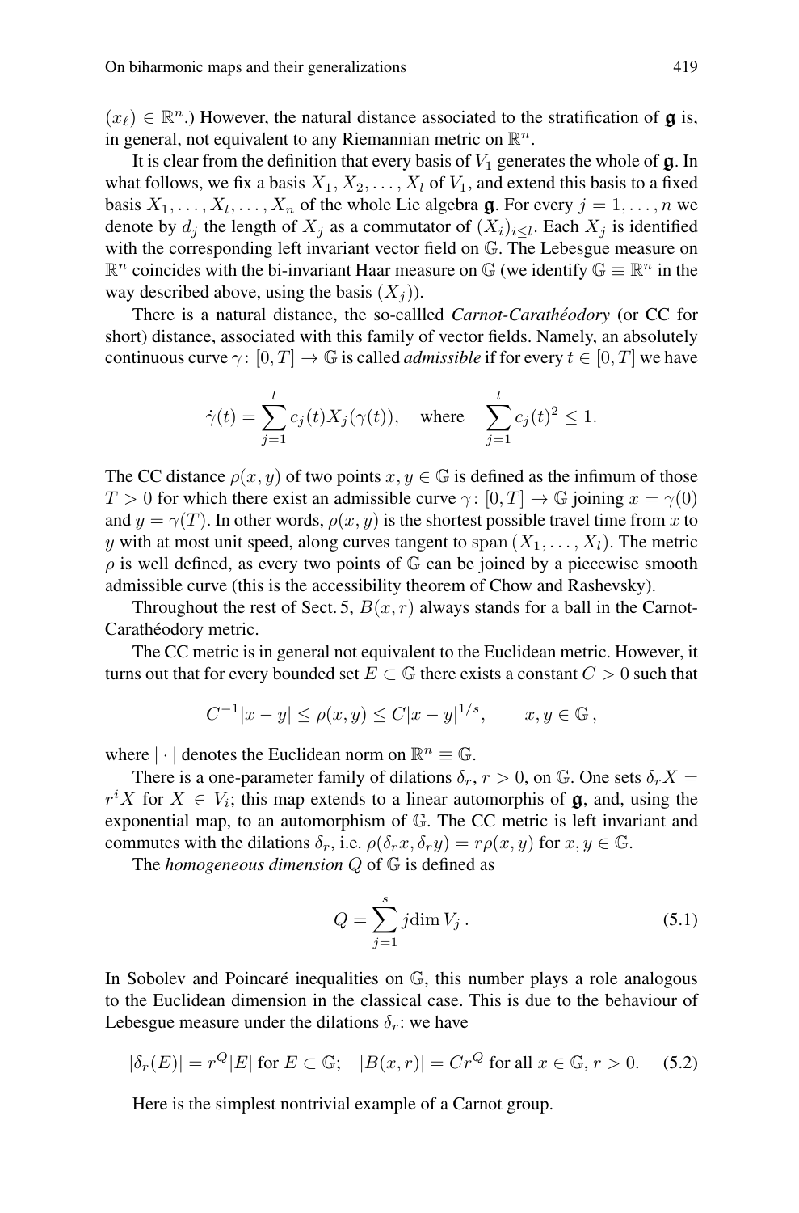$(x_\ell) \in \mathbb{R}^n$.) However, the natural distance associated to the stratification of $\mathfrak{g}$ is, in general, not equivalent to any Riemannian metric on $\mathbb{R}^n$.

It is clear from the definition that every basis of $V_1$ generates the whole of $\mathfrak{g}$. In what follows, we fix a basis $X_1, X_2, \ldots, X_l$ of $V_1$, and extend this basis to a fixed basis $X_1, \ldots, X_l, \ldots, X_n$ of the whole Lie algebra $\mathfrak{g}$. For every $j = 1, \ldots, n$ we denote by $d_j$ the length of $X_j$ as a commutator of $(X_i)_{i \le l}$. Each $X_j$ is identified with the corresponding left invariant vector field on $\mathbb{G}$. The Lebesgue measure on $\mathbb{R}^n$ coincides with the bi-invariant Haar measure on $\mathbb{G}$ (we identify $\mathbb{G} \equiv \mathbb{R}^n$ in the way described above, using the basis $(X_j)$).

There is a natural distance, the so-callled *Carnot-Carathéodory* (or CC for short) distance, associated with this family of vector fields. Namely, an absolutely continuous curve $\gamma\colon [0,T] \to \mathbb{G}$ is called *admissible* if for every $t \in [0,T]$ we have

$$\dot\gamma(t) = \sum_{j=1}^{l} c_j(t) X_j(\gamma(t)), \quad \text{where} \quad \sum_{j=1}^{l} c_j(t)^2 \le 1.$$

The CC distance $\rho(x,y)$ of two points $x, y \in \mathbb{G}$ is defined as the infimum of those $T > 0$ for which there exist an admissible curve $\gamma\colon [0,T] \to \mathbb{G}$ joining $x = \gamma(0)$ and $y = \gamma(T)$. In other words, $\rho(x,y)$ is the shortest possible travel time from $x$ to $y$ with at most unit speed, along curves tangent to $\operatorname{span}(X_1, \ldots, X_l)$. The metric $\rho$ is well defined, as every two points of $\mathbb{G}$ can be joined by a piecewise smooth admissible curve (this is the accessibility theorem of Chow and Rashevsky).

Throughout the rest of Sect. 5, $B(x,r)$ always stands for a ball in the Carnot-Carathéodory metric.

The CC metric is in general not equivalent to the Euclidean metric. However, it turns out that for every bounded set $E \subset \mathbb{G}$ there exists a constant $C > 0$ such that

$$C^{-1}|x-y| \le \rho(x,y) \le C|x-y|^{1/s}, \qquad x, y \in \mathbb{G}\,,$$

where $|\cdot|$ denotes the Euclidean norm on $\mathbb{R}^n \equiv \mathbb{G}$.

There is a one-parameter family of dilations $\delta_r$, $r > 0$, on $\mathbb{G}$. One sets $\delta_r X = r^i X$ for $X \in V_i$; this map extends to a linear automorphis of $\mathfrak{g}$, and, using the exponential map, to an automorphism of $\mathbb{G}$. The CC metric is left invariant and commutes with the dilations $\delta_r$, i.e. $\rho(\delta_r x, \delta_r y) = r\rho(x,y)$ for $x, y \in \mathbb{G}$.

The *homogeneous dimension* $Q$ of $\mathbb{G}$ is defined as

$$Q = \sum_{j=1}^{s} j \dim V_j\,. \tag{5.1}$$

In Sobolev and Poincaré inequalities on $\mathbb{G}$, this number plays a role analogous to the Euclidean dimension in the classical case. This is due to the behaviour of Lebesgue measure under the dilations $\delta_r$: we have

$$|\delta_r(E)| = r^Q|E| \text{ for } E \subset \mathbb{G}; \quad |B(x,r)| = Cr^Q \text{ for all } x \in \mathbb{G},\, r > 0. \tag{5.2}$$

Here is the simplest nontrivial example of a Carnot group.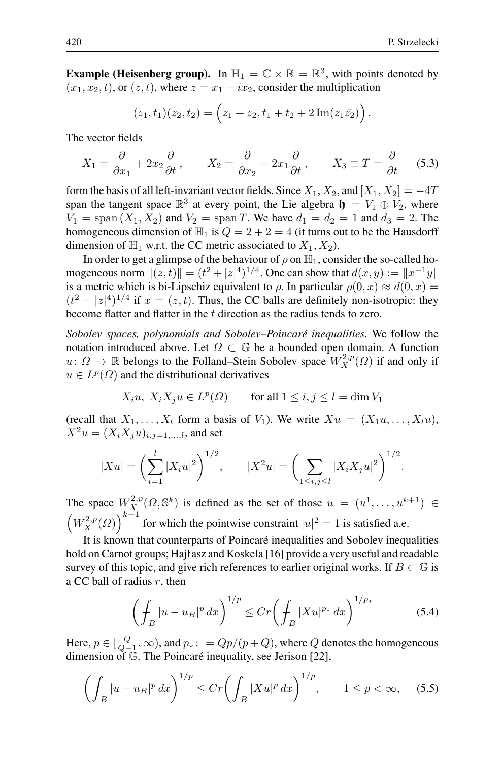**Example (Heisenberg group).** In $\mathbb{H}_1 = \mathbb{C} \times \mathbb{R} = \mathbb{R}^3$, with points denoted by $(x_1, x_2, t)$, or $(z, t)$, where $z = x_1 + ix_2$, consider the multiplication

$$(z_1, t_1)(z_2, t_2) = \Big(z_1 + z_2, t_1 + t_2 + 2\,\mathrm{Im}(z_1 \bar{z}_2)\Big).$$

The vector fields

$$X_1 = \frac{\partial}{\partial x_1} + 2x_2 \frac{\partial}{\partial t}, \qquad X_2 = \frac{\partial}{\partial x_2} - 2x_1 \frac{\partial}{\partial t}, \qquad X_3 \equiv T = \frac{\partial}{\partial t} \tag{5.3}$$

form the basis of all left-invariant vector fields. Since $X_1, X_2$, and $[X_1, X_2] = -4T$ span the tangent space $\mathbb{R}^3$ at every point, the Lie algebra $\mathfrak{h} = V_1 \oplus V_2$, where $V_1 = \mathrm{span}\,(X_1, X_2)$ and $V_2 = \mathrm{span}\,T$. We have $d_1 = d_2 = 1$ and $d_3 = 2$. The homogeneous dimension of $\mathbb{H}_1$ is $Q = 2 + 2 = 4$ (it turns out to be the Hausdorff dimension of $\mathbb{H}_1$ w.r.t. the CC metric associated to $X_1, X_2$).

In order to get a glimpse of the behaviour of $\rho$ on $\mathbb{H}_1$, consider the so-called homogeneous norm $\|(z,t)\| = (t^2 + |z|^4)^{1/4}$. One can show that $d(x, y) := \|x^{-1}y\|$ is a metric which is bi-Lipschiz equivalent to $\rho$. In particular $\rho(0, x) \approx d(0, x) = (t^2 + |z|^4)^{1/4}$ if $x = (z, t)$. Thus, the CC balls are definitely non-isotropic: they become flatter and flatter in the $t$ direction as the radius tends to zero.

*Sobolev spaces, polynomials and Sobolev–Poincaré inequalities.* We follow the notation introduced above. Let $\Omega \subset \mathbb{G}$ be a bounded open domain. A function $u\colon \Omega \to \mathbb{R}$ belongs to the Folland–Stein Sobolev space $W^{2,p}_X(\Omega)$ if and only if $u \in L^p(\Omega)$ and the distributional derivatives

$$X_i u,\ X_i X_j u \in L^p(\Omega) \qquad \text{for all } 1 \le i, j \le l = \dim V_1$$

(recall that $X_1, \ldots, X_l$ form a basis of $V_1$). We write $Xu = (X_1 u, \ldots, X_l u)$, $X^2 u = (X_i X_j u)_{i,j=1,\ldots,l}$, and set

$$|Xu| = \left(\sum_{i=1}^{l} |X_i u|^2\right)^{1/2}, \qquad |X^2 u| = \left(\sum_{1 \le i,j \le l} |X_i X_j u|^2\right)^{1/2}.$$

The space $W^{2,p}_X(\Omega, \mathbb{S}^k)$ is defined as the set of those $u = (u^1, \ldots, u^{k+1}) \in \left(W^{2,p}_X(\Omega)\right)^{k+1}$ for which the pointwise constraint $|u|^2 = 1$ is satisfied a.e.

It is known that counterparts of Poincaré inequalities and Sobolev inequalities hold on Carnot groups; Hajłasz and Koskela [16] provide a very useful and readable survey of this topic, and give rich references to earlier original works. If $B \subset \mathbb{G}$ is a CC ball of radius $r$, then

$$\left(\fint_B |u - u_B|^p\, dx\right)^{1/p} \le Cr \left(\fint_B |Xu|^{p_*}\, dx\right)^{1/p_*} \tag{5.4}$$

Here, $p \in [\frac{Q}{Q-1}, \infty)$, and $p_* := Qp/(p+Q)$, where $Q$ denotes the homogeneous dimension of $\mathbb{G}$. The Poincaré inequality, see Jerison [22],

$$\left(\fint_B |u - u_B|^p\, dx\right)^{1/p} \le Cr \left(\fint_B |Xu|^{p}\, dx\right)^{1/p}, \qquad 1 \le p < \infty, \tag{5.5}$$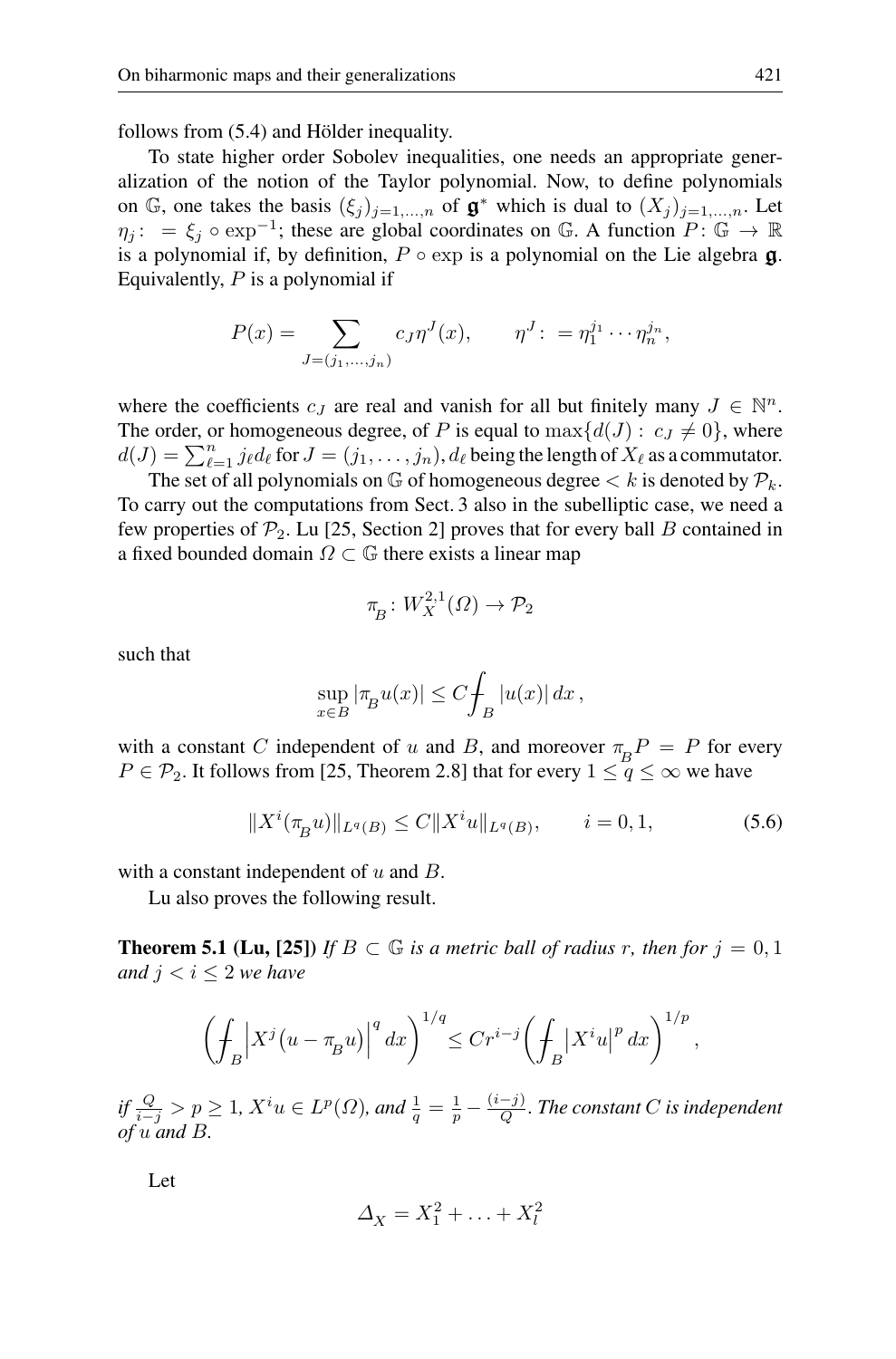follows from (5.4) and Hölder inequality.

To state higher order Sobolev inequalities, one needs an appropriate generalization of the notion of the Taylor polynomial. Now, to define polynomials on $\mathbb{G}$, one takes the basis $(\xi_j)_{j=1,\ldots,n}$ of $\mathfrak{g}^*$ which is dual to $(X_j)_{j=1,\ldots,n}$. Let $\eta_j\colon = \xi_j \circ \exp^{-1}$; these are global coordinates on $\mathbb{G}$. A function $P\colon \mathbb{G} \to \mathbb{R}$ is a polynomial if, by definition, $P \circ \exp$ is a polynomial on the Lie algebra $\mathfrak{g}$. Equivalently, $P$ is a polynomial if

$$P(x) = \sum_{J=(j_1,\ldots,j_n)} c_J \eta^J(x), \qquad \eta^J\colon = \eta_1^{j_1} \cdots \eta_n^{j_n},$$

where the coefficients $c_J$ are real and vanish for all but finitely many $J \in \mathbb{N}^n$. The order, or homogeneous degree, of $P$ is equal to $\max\{d(J)\colon c_J \neq 0\}$, where $d(J) = \sum_{\ell=1}^n j_\ell d_\ell$ for $J = (j_1, \ldots, j_n)$, $d_\ell$ being the length of $X_\ell$ as a commutator.

The set of all polynomials on $\mathbb{G}$ of homogeneous degree $< k$ is denoted by $\mathcal{P}_k$. To carry out the computations from Sect. 3 also in the subelliptic case, we need a few properties of $\mathcal{P}_2$. Lu [25, Section 2] proves that for every ball $B$ contained in a fixed bounded domain $\Omega \subset \mathbb{G}$ there exists a linear map

$$\pi_B\colon W_X^{2,1}(\Omega) \to \mathcal{P}_2$$

such that

$$\sup_{x\in B} |\pi_B u(x)| \leq C \fint_B |u(x)|\, dx\,,$$

with a constant $C$ independent of $u$ and $B$, and moreover $\pi_B P = P$ for every $P \in \mathcal{P}_2$. It follows from [25, Theorem 2.8] that for every $1 \leq q \leq \infty$ we have

$$\|X^i(\pi_B u)\|_{L^q(B)} \leq C\|X^i u\|_{L^q(B)}, \qquad i = 0, 1, \tag{5.6}$$

with a constant independent of $u$ and $B$.

Lu also proves the following result.

**Theorem 5.1 (Lu, [25])** *If $B \subset \mathbb{G}$ is a metric ball of radius $r$, then for $j = 0, 1$ and $j < i \leq 2$ we have*

$$\left(\fint_B \left|X^j\big(u - \pi_B u\big)\right|^q dx\right)^{1/q} \leq C r^{i-j} \left(\fint_B \left|X^i u\right|^p dx\right)^{1/p},$$

*if $\frac{Q}{i-j} > p \geq 1$, $X^i u \in L^p(\Omega)$, and $\frac{1}{q} = \frac{1}{p} - \frac{(i-j)}{Q}$. The constant $C$ is independent of $u$ and $B$.*

Let

$$\Delta_X = X_1^2 + \ldots + X_l^2$$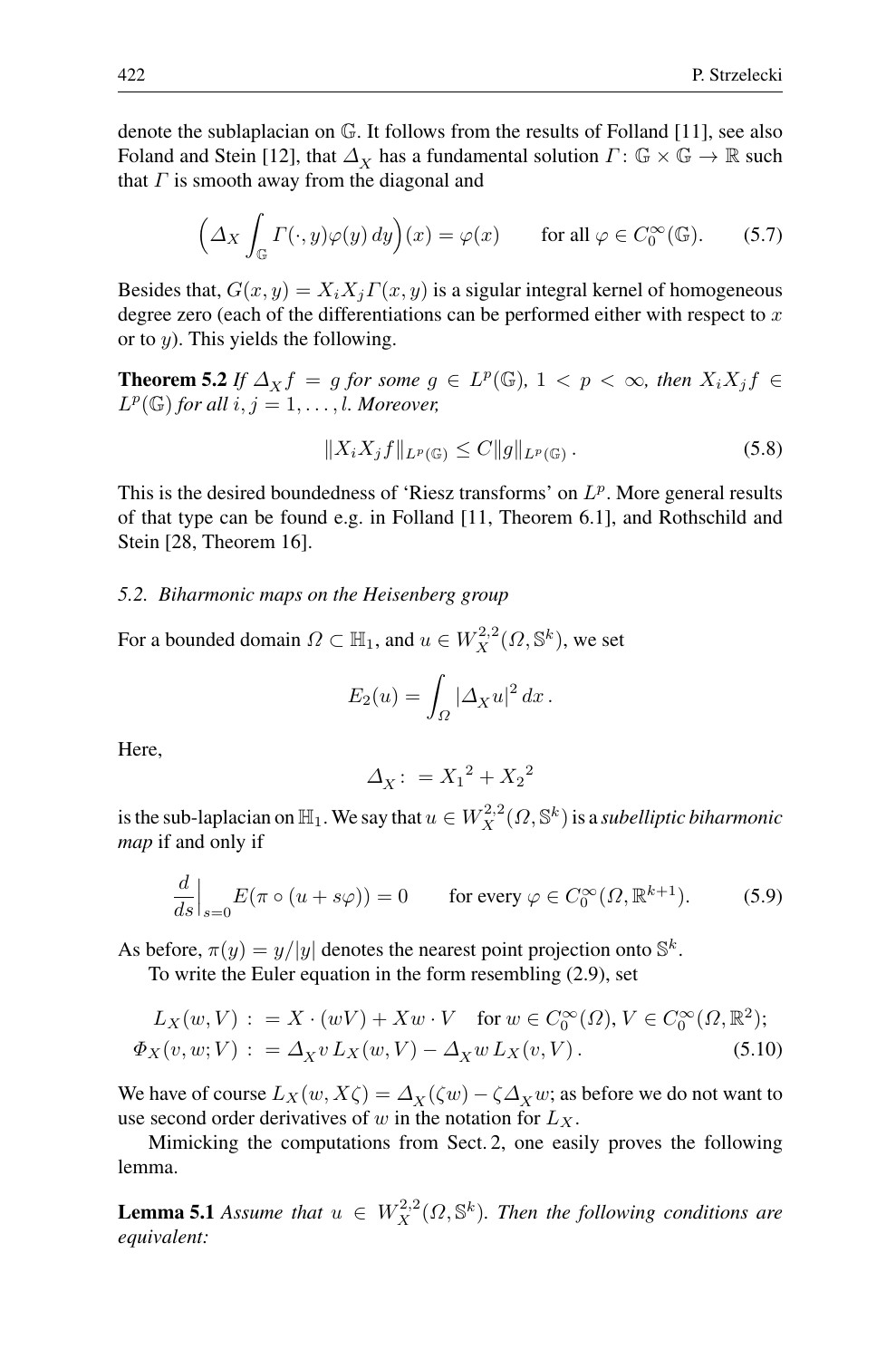denote the sublaplacian on $\mathbb{G}$. It follows from the results of Folland [11], see also Foland and Stein [12], that $\Delta_X$ has a fundamental solution $\Gamma\colon \mathbb{G}\times\mathbb{G}\to\mathbb{R}$ such that $\Gamma$ is smooth away from the diagonal and

$$\Big(\Delta_X \int_{\mathbb{G}} \Gamma(\cdot,y)\varphi(y)\,dy\Big)(x) = \varphi(x) \qquad \text{for all } \varphi\in C_0^\infty(\mathbb{G}). \tag{5.7}$$

Besides that, $G(x,y) = X_iX_j\Gamma(x,y)$ is a sigular integral kernel of homogeneous degree zero (each of the differentiations can be performed either with respect to $x$ or to $y$). This yields the following.

**Theorem 5.2** *If $\Delta_X f = g$ for some $g\in L^p(\mathbb{G})$, $1<p<\infty$, then $X_iX_jf\in L^p(\mathbb{G})$ for all $i,j=1,\ldots,l$. Moreover,*

$$\|X_iX_jf\|_{L^p(\mathbb{G})} \le C\|g\|_{L^p(\mathbb{G})}\,. \tag{5.8}$$

This is the desired boundedness of 'Riesz transforms' on $L^p$. More general results of that type can be found e.g. in Folland [11, Theorem 6.1], and Rothschild and Stein [28, Theorem 16].

### 5.2. Biharmonic maps on the Heisenberg group

For a bounded domain $\Omega\subset\mathbb{H}_1$, and $u\in W_X^{2,2}(\Omega,\mathbb{S}^k)$, we set

$$E_2(u) = \int_\Omega |\Delta_X u|^2\,dx\,.$$

Here,

$$\Delta_X\colon = {X_1}^2 + {X_2}^2$$

is the sub-laplacian on $\mathbb{H}_1$. We say that $u\in W_X^{2,2}(\Omega,\mathbb{S}^k)$ is a *subelliptic biharmonic map* if and only if

$$\frac{d}{ds}\Big|_{s=0} E(\pi\circ(u+s\varphi)) = 0 \qquad \text{for every } \varphi\in C_0^\infty(\Omega,\mathbb{R}^{k+1}). \tag{5.9}$$

As before, $\pi(y)=y/|y|$ denotes the nearest point projection onto $\mathbb{S}^k$.

To write the Euler equation in the form resembling (2.9), set

$$\begin{aligned} L_X(w,V)\,:&= X\cdot(wV) + Xw\cdot V \quad \text{for } w\in C_0^\infty(\Omega),\, V\in C_0^\infty(\Omega,\mathbb{R}^2);\\ \Phi_X(v,w;V)\,:&= \Delta_X v\, L_X(w,V) - \Delta_X w\, L_X(v,V)\,. \end{aligned} \tag{5.10}$$

We have of course $L_X(w,X\zeta) = \Delta_X(\zeta w) - \zeta\Delta_X w$; as before we do not want to use second order derivatives of $w$ in the notation for $L_X$.

Mimicking the computations from Sect. 2, one easily proves the following lemma.

**Lemma 5.1** *Assume that $u\in W_X^{2,2}(\Omega,\mathbb{S}^k)$. Then the following conditions are equivalent:*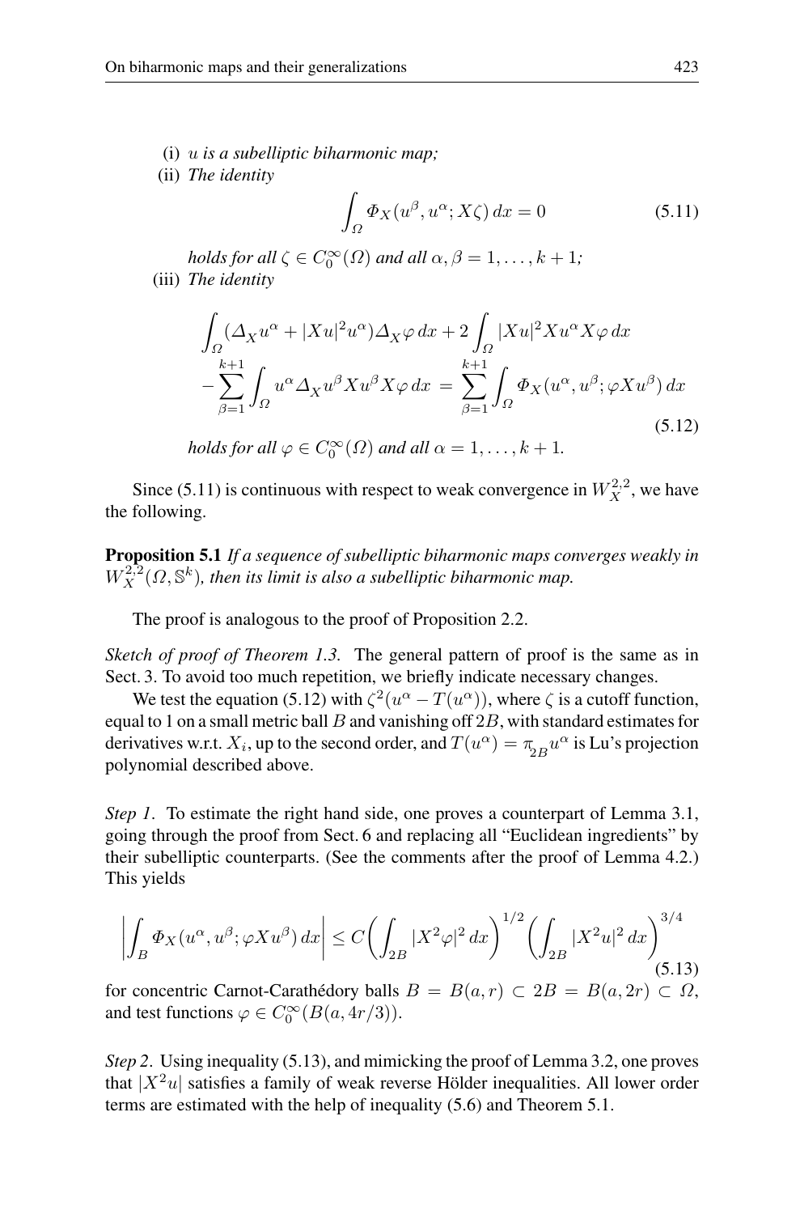(i) *$u$ is a subelliptic biharmonic map;*

(ii) *The identity*

$$\int_\Omega \Phi_X(u^\beta, u^\alpha; X\zeta)\, dx = 0 \tag{5.11}$$

*holds for all $\zeta \in C_0^\infty(\Omega)$ and all $\alpha, \beta = 1, \ldots, k+1$;*

(iii) *The identity*

$$\begin{aligned}\int_\Omega (\Delta_X u^\alpha + |Xu|^2 u^\alpha)\Delta_X \varphi\, dx + 2\int_\Omega |Xu|^2 Xu^\alpha X\varphi\, dx \\ - \sum_{\beta=1}^{k+1} \int_\Omega u^\alpha \Delta_X u^\beta X u^\beta X\varphi\, dx = \sum_{\beta=1}^{k+1}\int_\Omega \Phi_X(u^\alpha, u^\beta; \varphi X u^\beta)\, dx\end{aligned} \tag{5.12}$$

*holds for all $\varphi \in C_0^\infty(\Omega)$ and all $\alpha = 1, \ldots, k+1$.*

Since (5.11) is continuous with respect to weak convergence in $W_X^{2,2}$, we have the following.

**Proposition 5.1** *If a sequence of subelliptic biharmonic maps converges weakly in $W_X^{2,2}(\Omega, \mathbb{S}^k)$, then its limit is also a subelliptic biharmonic map.*

The proof is analogous to the proof of Proposition 2.2.

*Sketch of proof of Theorem 1.3.* The general pattern of proof is the same as in Sect. 3. To avoid too much repetition, we briefly indicate necessary changes.

We test the equation (5.12) with $\zeta^2(u^\alpha - T(u^\alpha))$, where $\zeta$ is a cutoff function, equal to 1 on a small metric ball $B$ and vanishing off $2B$, with standard estimates for derivatives w.r.t. $X_i$, up to the second order, and $T(u^\alpha) = \pi_{2B} u^\alpha$ is Lu's projection polynomial described above.

*Step 1*. To estimate the right hand side, one proves a counterpart of Lemma 3.1, going through the proof from Sect. 6 and replacing all "Euclidean ingredients" by their subelliptic counterparts. (See the comments after the proof of Lemma 4.2.) This yields

$$\left| \int_B \Phi_X(u^\alpha, u^\beta; \varphi X u^\beta)\, dx \right| \le C \left( \int_{2B} |X^2 \varphi|^2\, dx \right)^{1/2} \left( \int_{2B} |X^2 u|^2\, dx \right)^{3/4} \tag{5.13}$$

for concentric Carnot-Carathédory balls $B = B(a, r) \subset 2B = B(a, 2r) \subset \Omega$, and test functions $\varphi \in C_0^\infty(B(a, 4r/3))$.

*Step 2*. Using inequality (5.13), and mimicking the proof of Lemma 3.2, one proves that $|X^2 u|$ satisfies a family of weak reverse Hölder inequalities. All lower order terms are estimated with the help of inequality (5.6) and Theorem 5.1.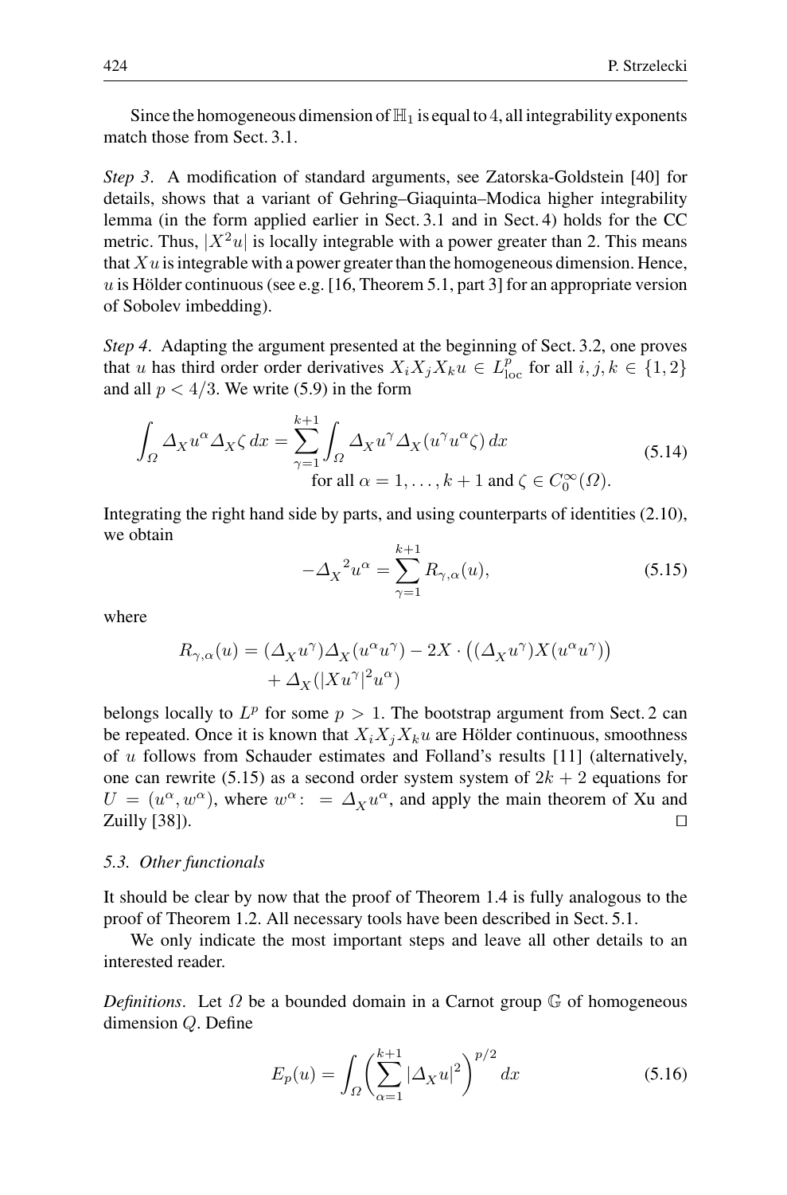Since the homogeneous dimension of $\mathbb{H}_1$ is equal to 4, all integrability exponents match those from Sect. 3.1.

*Step 3*. A modification of standard arguments, see Zatorska-Goldstein [40] for details, shows that a variant of Gehring–Giaquinta–Modica higher integrability lemma (in the form applied earlier in Sect. 3.1 and in Sect. 4) holds for the CC metric. Thus, $|X^2 u|$ is locally integrable with a power greater than 2. This means that $Xu$ is integrable with a power greater than the homogeneous dimension. Hence, $u$ is Hölder continuous (see e.g. [16, Theorem 5.1, part 3] for an appropriate version of Sobolev imbedding).

*Step 4*. Adapting the argument presented at the beginning of Sect. 3.2, one proves that $u$ has third order order derivatives $X_i X_j X_k u \in L^p_{\text{loc}}$ for all $i, j, k \in \{1, 2\}$ and all $p < 4/3$. We write (5.9) in the form

$$\int_\Omega \Delta_X u^\alpha \Delta_X \zeta \, dx = \sum_{\gamma=1}^{k+1} \int_\Omega \Delta_X u^\gamma \Delta_X (u^\gamma u^\alpha \zeta) \, dx \qquad \text{for all } \alpha = 1, \ldots, k+1 \text{ and } \zeta \in C_0^\infty(\Omega). \tag{5.14}$$

Integrating the right hand side by parts, and using counterparts of identities (2.10), we obtain

$$-{\Delta_X}^2 u^\alpha = \sum_{\gamma=1}^{k+1} R_{\gamma,\alpha}(u), \tag{5.15}$$

where

$$R_{\gamma,\alpha}(u) = (\Delta_X u^\gamma) \Delta_X (u^\alpha u^\gamma) - 2X \cdot \big( (\Delta_X u^\gamma) X (u^\alpha u^\gamma) \big) + \Delta_X (|X u^\gamma|^2 u^\alpha)$$

belongs locally to $L^p$ for some $p > 1$. The bootstrap argument from Sect. 2 can be repeated. Once it is known that $X_i X_j X_k u$ are Hölder continuous, smoothness of $u$ follows from Schauder estimates and Folland's results [11] (alternatively, one can rewrite (5.15) as a second order system system of $2k + 2$ equations for $U = (u^\alpha, w^\alpha)$, where $w^\alpha := \Delta_X u^\alpha$, and apply the main theorem of Xu and Zuilly [38]). $\square$

### 5.3. Other functionals

It should be clear by now that the proof of Theorem 1.4 is fully analogous to the proof of Theorem 1.2. All necessary tools have been described in Sect. 5.1.

We only indicate the most important steps and leave all other details to an interested reader.

*Definitions*. Let $\Omega$ be a bounded domain in a Carnot group $\mathbb{G}$ of homogeneous dimension $Q$. Define

$$E_p(u) = \int_\Omega \left( \sum_{\alpha=1}^{k+1} |\Delta_X u|^2 \right)^{p/2} dx \tag{5.16}$$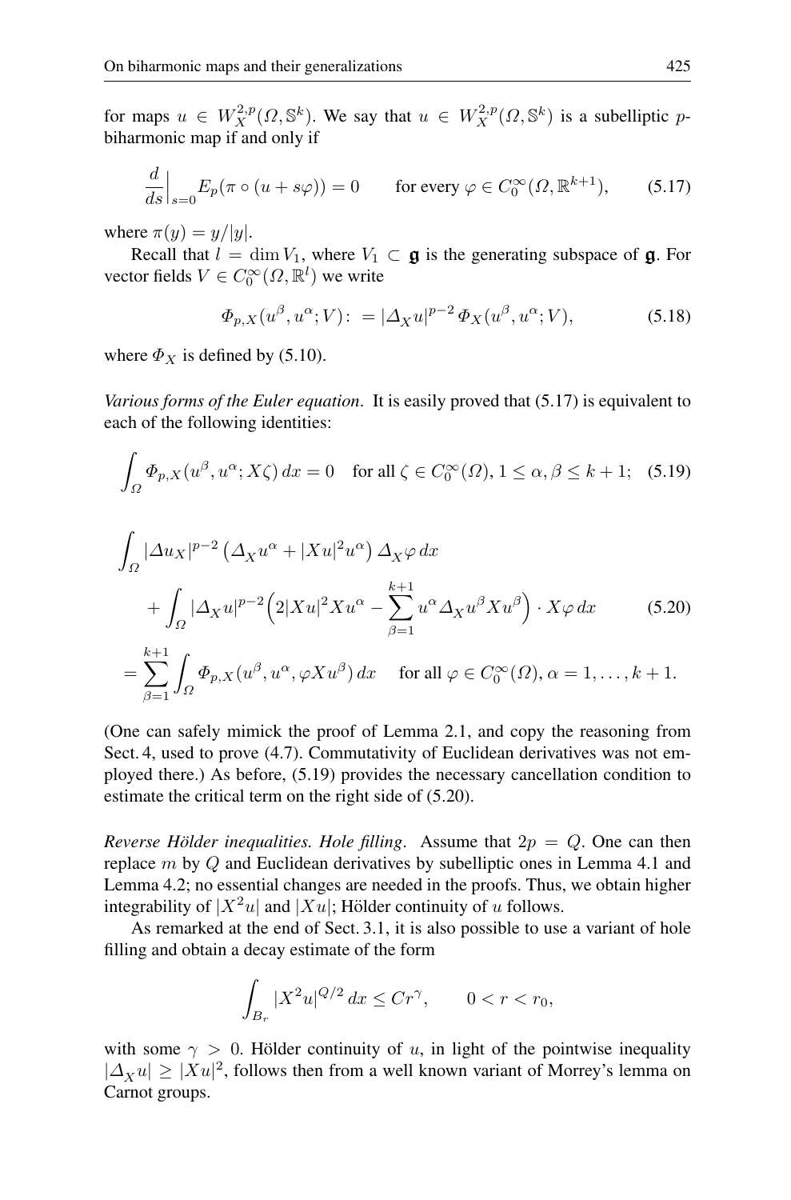for maps $u \in W^{2,p}_X(\Omega, \mathbb{S}^k)$. We say that $u \in W^{2,p}_X(\Omega, \mathbb{S}^k)$ is a subelliptic $p$-biharmonic map if and only if

$$\frac{d}{ds}\Big|_{s=0} E_p(\pi \circ (u + s\varphi)) = 0 \qquad \text{for every } \varphi \in C_0^\infty(\Omega, \mathbb{R}^{k+1}), \tag{5.17}$$

where $\pi(y) = y/|y|$.

Recall that $l = \dim V_1$, where $V_1 \subset \mathfrak{g}$ is the generating subspace of $\mathfrak{g}$. For vector fields $V \in C_0^\infty(\Omega, \mathbb{R}^l)$ we write

$$\Phi_{p,X}(u^\beta, u^\alpha; V) := |\Delta_X u|^{p-2}\, \Phi_X(u^\beta, u^\alpha; V), \tag{5.18}$$

where $\Phi_X$ is defined by (5.10).

*Various forms of the Euler equation*. It is easily proved that (5.17) is equivalent to each of the following identities:

$$\int_\Omega \Phi_{p,X}(u^\beta, u^\alpha; X\zeta)\, dx = 0 \quad \text{for all } \zeta \in C_0^\infty(\Omega), 1 \le \alpha, \beta \le k+1; \tag{5.19}$$

$$\begin{aligned}
\int_\Omega & |\Delta u_X|^{p-2} \left(\Delta_X u^\alpha + |Xu|^2 u^\alpha\right) \Delta_X \varphi \, dx \\
&+ \int_\Omega |\Delta_X u|^{p-2} \Big(2|Xu|^2 X u^\alpha - \sum_{\beta=1}^{k+1} u^\alpha \Delta_X u^\beta X u^\beta\Big) \cdot X\varphi \, dx \\
= & \sum_{\beta=1}^{k+1} \int_\Omega \Phi_{p,X}(u^\beta, u^\alpha, \varphi X u^\beta)\, dx \quad \text{ for all } \varphi \in C_0^\infty(\Omega), \alpha = 1, \ldots, k+1.
\end{aligned} \tag{5.20}$$

(One can safely mimick the proof of Lemma 2.1, and copy the reasoning from Sect. 4, used to prove (4.7). Commutativity of Euclidean derivatives was not employed there.) As before, (5.19) provides the necessary cancellation condition to estimate the critical term on the right side of (5.20).

*Reverse Hölder inequalities. Hole filling*. Assume that $2p = Q$. One can then replace $m$ by $Q$ and Euclidean derivatives by subelliptic ones in Lemma 4.1 and Lemma 4.2; no essential changes are needed in the proofs. Thus, we obtain higher integrability of $|X^2 u|$ and $|Xu|$; Hölder continuity of $u$ follows.

As remarked at the end of Sect. 3.1, it is also possible to use a variant of hole filling and obtain a decay estimate of the form

$$\int_{B_r} |X^2 u|^{Q/2}\, dx \le C r^\gamma, \qquad 0 < r < r_0,$$

with some $\gamma > 0$. Hölder continuity of $u$, in light of the pointwise inequality $|\Delta_X u| \ge |Xu|^2$, follows then from a well known variant of Morrey's lemma on Carnot groups.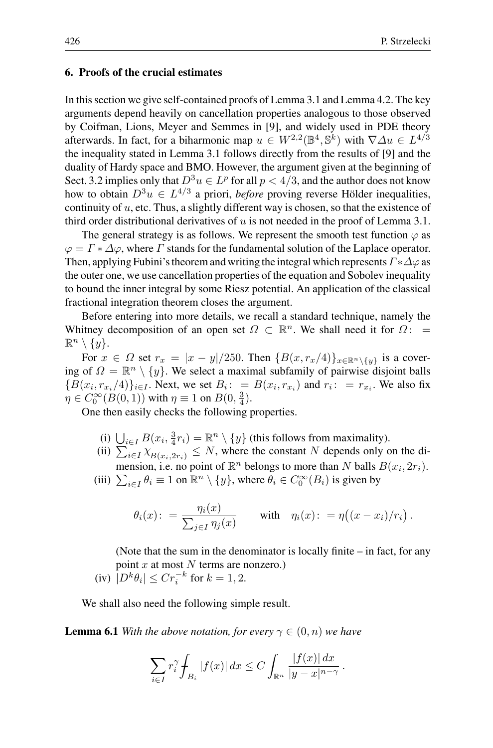## 6. Proofs of the crucial estimates

In this section we give self-contained proofs of Lemma 3.1 and Lemma 4.2. The key arguments depend heavily on cancellation properties analogous to those observed by Coifman, Lions, Meyer and Semmes in [9], and widely used in PDE theory afterwards. In fact, for a biharmonic map $u \in W^{2,2}(\mathbb{B}^4, \mathbb{S}^k)$ with $\nabla \Delta u \in L^{4/3}$ the inequality stated in Lemma 3.1 follows directly from the results of [9] and the duality of Hardy space and BMO. However, the argument given at the beginning of Sect. 3.2 implies only that $D^3 u \in L^p$ for all $p < 4/3$, and the author does not know how to obtain $D^3 u \in L^{4/3}$ a priori, *before* proving reverse Hölder inequalities, continuity of $u$, etc. Thus, a slightly different way is chosen, so that the existence of third order distributional derivatives of $u$ is not needed in the proof of Lemma 3.1.

The general strategy is as follows. We represent the smooth test function $\varphi$ as $\varphi = \Gamma * \Delta\varphi$, where $\Gamma$ stands for the fundamental solution of the Laplace operator. Then, applying Fubini's theorem and writing the integral which represents $\Gamma * \Delta\varphi$ as the outer one, we use cancellation properties of the equation and Sobolev inequality to bound the inner integral by some Riesz potential. An application of the classical fractional integration theorem closes the argument.

Before entering into more details, we recall a standard technique, namely the Whitney decomposition of an open set $\Omega \subset \mathbb{R}^n$. We shall need it for $\Omega :=\mathbb{R}^n \setminus \{y\}$.

For $x \in \Omega$ set $r_x = |x-y|/250$. Then $\{B(x, r_x/4)\}_{x \in \mathbb{R}^n \setminus \{y\}}$ is a covering of $\Omega = \mathbb{R}^n \setminus \{y\}$. We select a maximal subfamily of pairwise disjoint balls $\{B(x_i, r_{x_i}/4)\}_{i \in I}$. Next, we set $B_i := B(x_i, r_{x_i})$ and $r_i := r_{x_i}$. We also fix $\eta \in C_0^\infty(B(0,1))$ with $\eta \equiv 1$ on $B(0, \frac{3}{4})$.

One then easily checks the following properties.

(i) $\bigcup_{i \in I} B(x_i, \frac{3}{4} r_i) = \mathbb{R}^n \setminus \{y\}$ (this follows from maximality).

(ii) $\sum_{i \in I} \chi_{B(x_i, 2r_i)} \le N$, where the constant $N$ depends only on the dimension, i.e. no point of $\mathbb{R}^n$ belongs to more than $N$ balls $B(x_i, 2r_i)$.

(iii) $\sum_{i \in I} \theta_i \equiv 1$ on $\mathbb{R}^n \setminus \{y\}$, where $\theta_i \in C_0^\infty(B_i)$ is given by

$$\theta_i(x) := \frac{\eta_i(x)}{\sum_{j \in I} \eta_j(x)} \qquad \text{with} \quad \eta_i(x) := \eta\big((x - x_i)/r_i\big).$$

(Note that the sum in the denominator is locally finite – in fact, for any point $x$ at most $N$ terms are nonzero.)

(iv) $|D^k \theta_i| \le C r_i^{-k}$ for $k = 1, 2$.

We shall also need the following simple result.

**Lemma 6.1** *With the above notation, for every $\gamma \in (0, n)$ we have*

$$\sum_{i \in I} r_i^\gamma \fint_{B_i} |f(x)|\, dx \le C \int_{\mathbb{R}^n} \frac{|f(x)|\, dx}{|y - x|^{n-\gamma}}.$$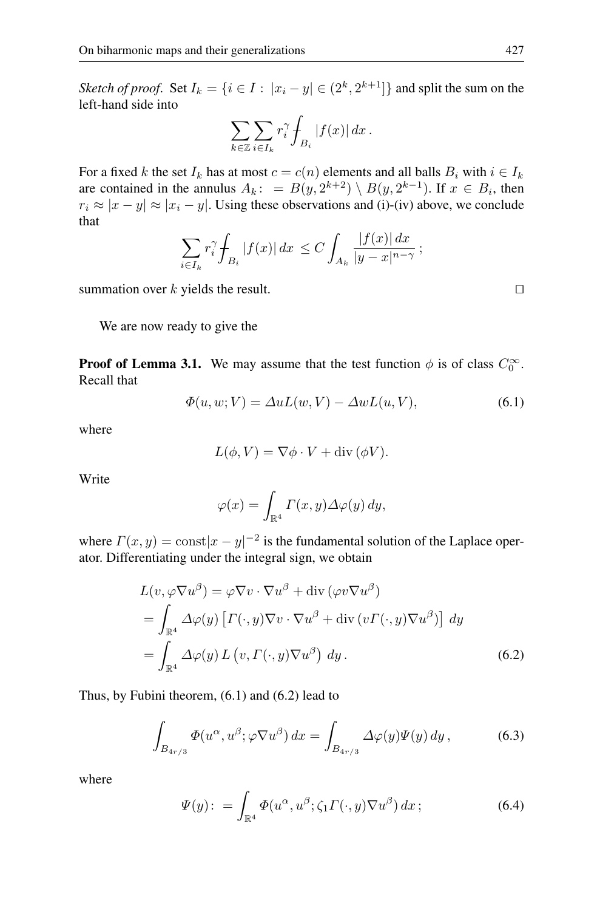*Sketch of proof.* Set $I_k = \{i \in I : |x_i - y| \in (2^k, 2^{k+1}]\}$ and split the sum on the left-hand side into

$$\sum_{k\in\mathbb{Z}} \sum_{i\in I_k} r_i^\gamma \fint_{B_i} |f(x)|\, dx\,.$$

For a fixed $k$ the set $I_k$ has at most $c = c(n)$ elements and all balls $B_i$ with $i \in I_k$ are contained in the annulus $A_k \colon = B(y, 2^{k+2}) \setminus B(y, 2^{k-1})$. If $x \in B_i$, then $r_i \approx |x - y| \approx |x_i - y|$. Using these observations and (i)-(iv) above, we conclude that

$$\sum_{i\in I_k} r_i^\gamma \fint_{B_i} |f(x)|\, dx \;\le C \int_{A_k} \frac{|f(x)|\, dx}{|y-x|^{n-\gamma}}\,;$$

summation over $k$ yields the result. $\square$

We are now ready to give the

**Proof of Lemma 3.1.** We may assume that the test function $\phi$ is of class $C_0^\infty$. Recall that

$$\Phi(u, w; V) = \Delta u L(w, V) - \Delta w L(u, V), \tag{6.1}$$

where

$$L(\phi, V) = \nabla\phi \cdot V + \operatorname{div}(\phi V).$$

Write

$$\varphi(x) = \int_{\mathbb{R}^4} \Gamma(x, y) \Delta\varphi(y)\, dy,$$

where $\Gamma(x, y) = \mathrm{const}|x - y|^{-2}$ is the fundamental solution of the Laplace operator. Differentiating under the integral sign, we obtain

$$\begin{aligned}
L(v, \varphi\nabla u^\beta) &= \varphi\nabla v \cdot \nabla u^\beta + \operatorname{div}(\varphi v \nabla u^\beta) \\
&= \int_{\mathbb{R}^4} \Delta\varphi(y) \left[\Gamma(\cdot, y)\nabla v \cdot \nabla u^\beta + \operatorname{div}(v\Gamma(\cdot, y)\nabla u^\beta)\right]\, dy \\
&= \int_{\mathbb{R}^4} \Delta\varphi(y)\, L\left(v, \Gamma(\cdot, y)\nabla u^\beta\right)\, dy\,.
\end{aligned} \tag{6.2}$$

Thus, by Fubini theorem, (6.1) and (6.2) lead to

$$\int_{B_{4r/3}} \Phi(u^\alpha, u^\beta; \varphi\nabla u^\beta)\, dx = \int_{B_{4r/3}} \Delta\varphi(y)\Psi(y)\, dy\,, \tag{6.3}$$

where

$$\Psi(y) \colon = \int_{\mathbb{R}^4} \Phi(u^\alpha, u^\beta; \zeta_1\Gamma(\cdot, y)\nabla u^\beta)\, dx\,; \tag{6.4}$$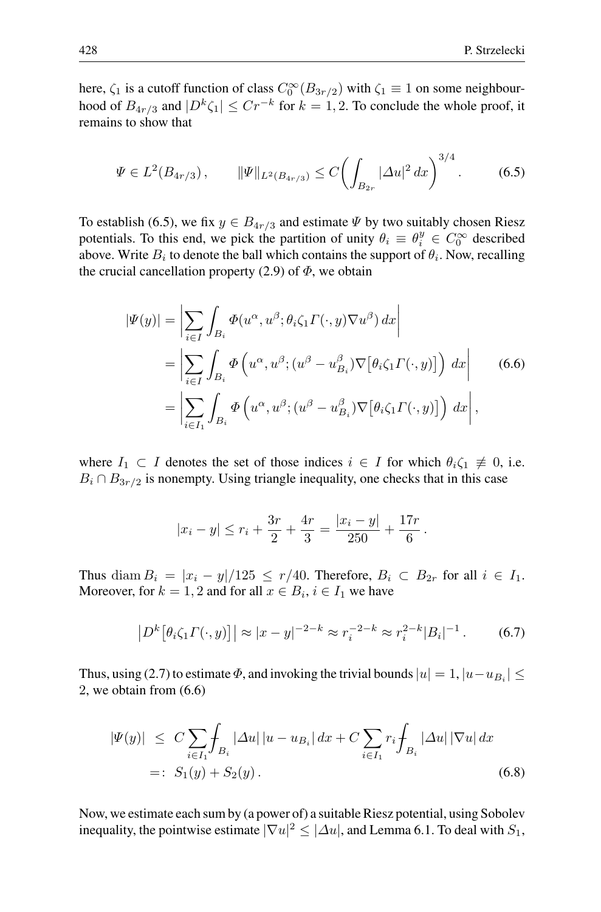here, $\zeta_1$ is a cutoff function of class $C_0^\infty(B_{3r/2})$ with $\zeta_1 \equiv 1$ on some neighbourhood of $B_{4r/3}$ and $|D^k \zeta_1| \le C r^{-k}$ for $k = 1, 2$. To conclude the whole proof, it remains to show that

$$\Psi \in L^2(B_{4r/3}), \qquad \|\Psi\|_{L^2(B_{4r/3})} \le C \bigg( \int_{B_{2r}} |\Delta u|^2 \, dx \bigg)^{3/4}. \tag{6.5}$$

To establish (6.5), we fix $y \in B_{4r/3}$ and estimate $\Psi$ by two suitably chosen Riesz potentials. To this end, we pick the partition of unity $\theta_i \equiv \theta_i^y \in C_0^\infty$ described above. Write $B_i$ to denote the ball which contains the support of $\theta_i$. Now, recalling the crucial cancellation property (2.9) of $\Phi$, we obtain

$$\begin{aligned} |\Psi(y)| &= \bigg| \sum_{i \in I} \int_{B_i} \Phi(u^\alpha, u^\beta; \theta_i \zeta_1 \Gamma(\cdot, y) \nabla u^\beta) \, dx \bigg| \\ &= \bigg| \sum_{i \in I} \int_{B_i} \Phi \Big( u^\alpha, u^\beta; (u^\beta - u^\beta_{B_i}) \nabla \big[ \theta_i \zeta_1 \Gamma(\cdot, y) \big] \Big) \, dx \bigg| \\ &= \bigg| \sum_{i \in I_1} \int_{B_i} \Phi \Big( u^\alpha, u^\beta; (u^\beta - u^\beta_{B_i}) \nabla \big[ \theta_i \zeta_1 \Gamma(\cdot, y) \big] \Big) \, dx \bigg|, \end{aligned} \tag{6.6}$$

where $I_1 \subset I$ denotes the set of those indices $i \in I$ for which $\theta_i \zeta_1 \not\equiv 0$, i.e. $B_i \cap B_{3r/2}$ is nonempty. Using triangle inequality, one checks that in this case

$$|x_i - y| \le r_i + \frac{3r}{2} + \frac{4r}{3} = \frac{|x_i - y|}{250} + \frac{17r}{6}.$$

Thus $\operatorname{diam} B_i = |x_i - y|/125 \le r/40$. Therefore, $B_i \subset B_{2r}$ for all $i \in I_1$. Moreover, for $k = 1, 2$ and for all $x \in B_i$, $i \in I_1$ we have

$$\big| D^k \big[ \theta_i \zeta_1 \Gamma(\cdot, y) \big] \big| \approx |x - y|^{-2-k} \approx r_i^{-2-k} \approx r_i^{2-k} |B_i|^{-1}. \tag{6.7}$$

Thus, using (2.7) to estimate $\Phi$, and invoking the trivial bounds $|u| = 1$, $|u - u_{B_i}| \le 2$, we obtain from (6.6)

$$\begin{aligned} |\Psi(y)| \; &\le \; C \sum_{i \in I_1} ⨍_{B_i} |\Delta u| \, |u - u_{B_i}| \, dx + C \sum_{i \in I_1} r_i ⨍_{B_i} |\Delta u| \, |\nabla u| \, dx \\ &=: \; S_1(y) + S_2(y). \end{aligned} \tag{6.8}$$

Now, we estimate each sum by (a power of) a suitable Riesz potential, using Sobolev inequality, the pointwise estimate $|\nabla u|^2 \le |\Delta u|$, and Lemma 6.1. To deal with $S_1$,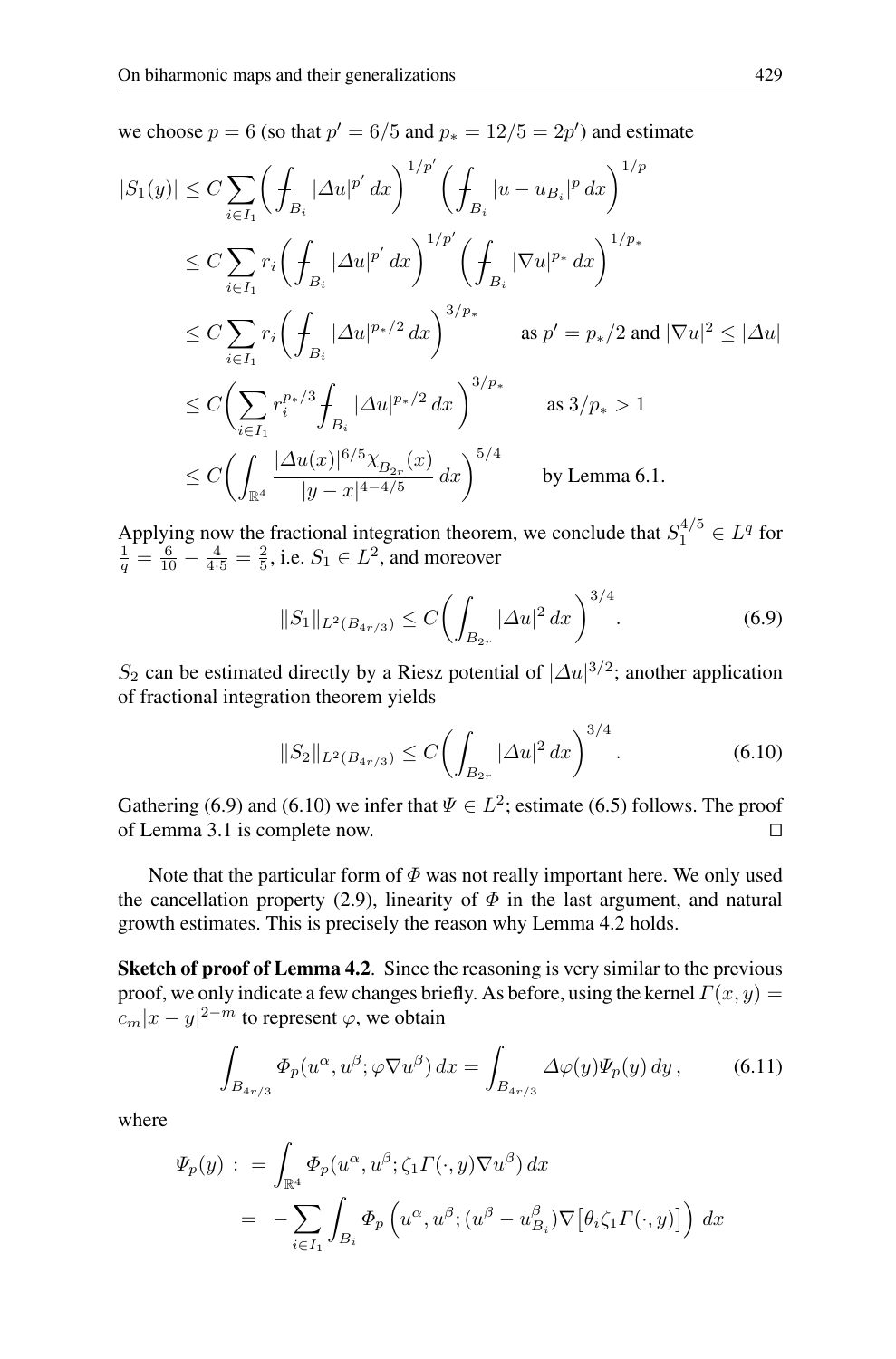we choose $p = 6$ (so that $p' = 6/5$ and $p_* = 12/5 = 2p'$) and estimate

$$
\begin{aligned}
|S_1(y)| &\le C \sum_{i \in I_1} \left( \fint_{B_i} |\Delta u|^{p'} \, dx \right)^{1/p'} \left( \fint_{B_i} |u - u_{B_i}|^p \, dx \right)^{1/p} \\
&\le C \sum_{i \in I_1} r_i \left( \fint_{B_i} |\Delta u|^{p'} \, dx \right)^{1/p'} \left( \fint_{B_i} |\nabla u|^{p_*} \, dx \right)^{1/p_*} \\
&\le C \sum_{i \in I_1} r_i \left( \fint_{B_i} |\Delta u|^{p_*/2} \, dx \right)^{3/p_*} \qquad \text{as } p' = p_*/2 \text{ and } |\nabla u|^2 \le |\Delta u| \\
&\le C \left( \sum_{i \in I_1} r_i^{p_*/3} \fint_{B_i} |\Delta u|^{p_*/2} \, dx \right)^{3/p_*} \qquad \text{as } 3/p_* > 1 \\
&\le C \left( \int_{\mathbb{R}^4} \frac{|\Delta u(x)|^{6/5} \chi_{B_{2r}}(x)}{|y - x|^{4 - 4/5}} \, dx \right)^{5/4} \qquad \text{by Lemma 6.1.}
\end{aligned}
$$

Applying now the fractional integration theorem, we conclude that $S_1^{4/5} \in L^q$ for $\frac{1}{q} = \frac{6}{10} - \frac{4}{4 \cdot 5} = \frac{2}{5}$, i.e. $S_1 \in L^2$, and moreover

$$
\|S_1\|_{L^2(B_{4r/3})} \le C \left( \int_{B_{2r}} |\Delta u|^2 \, dx \right)^{3/4}. \tag{6.9}
$$

$S_2$ can be estimated directly by a Riesz potential of $|\Delta u|^{3/2}$; another application of fractional integration theorem yields

$$
\|S_2\|_{L^2(B_{4r/3})} \le C \left( \int_{B_{2r}} |\Delta u|^2 \, dx \right)^{3/4}. \tag{6.10}
$$

Gathering (6.9) and (6.10) we infer that $\Psi \in L^2$; estimate (6.5) follows. The proof of Lemma 3.1 is complete now. ◻

Note that the particular form of $\Phi$ was not really important here. We only used the cancellation property (2.9), linearity of $\Phi$ in the last argument, and natural growth estimates. This is precisely the reason why Lemma 4.2 holds.

**Sketch of proof of Lemma 4.2**. Since the reasoning is very similar to the previous proof, we only indicate a few changes briefly. As before, using the kernel $\Gamma(x, y) = c_m |x - y|^{2-m}$ to represent $\varphi$, we obtain

$$
\int_{B_{4r/3}} \Phi_p(u^\alpha, u^\beta; \varphi \nabla u^\beta) \, dx = \int_{B_{4r/3}} \Delta\varphi(y) \Psi_p(y) \, dy \,, \tag{6.11}
$$

where

$$
\begin{aligned}
\Psi_p(y) \, : \, &= \int_{\mathbb{R}^4} \Phi_p(u^\alpha, u^\beta; \zeta_1 \Gamma(\cdot, y) \nabla u^\beta) \, dx \\
&= \; - \sum_{i \in I_1} \int_{B_i} \Phi_p \left( u^\alpha, u^\beta; (u^\beta - u^\beta_{B_i}) \nabla \big[ \theta_i \zeta_1 \Gamma(\cdot, y) \big] \right) \, dx
\end{aligned}
$$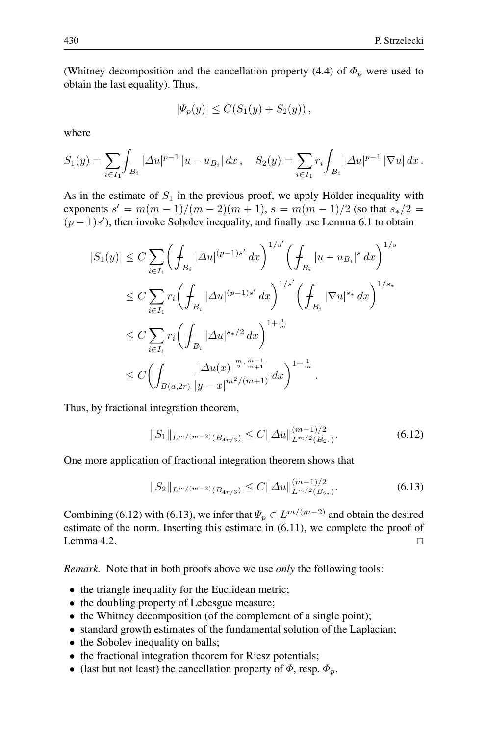(Whitney decomposition and the cancellation property (4.4) of $\Phi_p$ were used to obtain the last equality). Thus,

$$|\Psi_p(y)| \le C(S_1(y) + S_2(y)),$$

where

$$S_1(y) = \sum_{i\in I_1} \fint_{B_i} |\Delta u|^{p-1}\, |u - u_{B_i}|\, dx\,, \quad S_2(y) = \sum_{i\in I_1} r_i \fint_{B_i} |\Delta u|^{p-1}\, |\nabla u|\, dx\,.$$

As in the estimate of $S_1$ in the previous proof, we apply Hölder inequality with exponents $s' = m(m-1)/(m-2)(m+1)$, $s = m(m-1)/2$ (so that $s_*/2 = (p-1)s'$), then invoke Sobolev inequality, and finally use Lemma 6.1 to obtain

$$\begin{aligned}
|S_1(y)| &\le C \sum_{i\in I_1} \bigg( \fint_{B_i} |\Delta u|^{(p-1)s'}\, dx \bigg)^{1/s'} \bigg( \fint_{B_i} |u - u_{B_i}|^s\, dx \bigg)^{1/s} \\
&\le C \sum_{i\in I_1} r_i \bigg( \fint_{B_i} |\Delta u|^{(p-1)s'}\, dx \bigg)^{1/s'} \bigg( \fint_{B_i} |\nabla u|^{s_*}\, dx \bigg)^{1/s_*} \\
&\le C \sum_{i\in I_1} r_i \bigg( \fint_{B_i} |\Delta u|^{s_*/2}\, dx \bigg)^{1+\frac{1}{m}} \\
&\le C \bigg( \int_{B(a,2r)} \frac{|\Delta u(x)|^{\frac{m}{2}\cdot\frac{m-1}{m+1}}}{|y-x|^{m^2/(m+1)}}\, dx \bigg)^{1+\frac{1}{m}}.
\end{aligned}$$

Thus, by fractional integration theorem,

$$\|S_1\|_{L^{m/(m-2)}(B_{4r/3})} \le C \|\Delta u\|^{(m-1)/2}_{L^{m/2}(B_{2r})}. \tag{6.12}$$

One more application of fractional integration theorem shows that

$$\|S_2\|_{L^{m/(m-2)}(B_{4r/3})} \le C \|\Delta u\|^{(m-1)/2}_{L^{m/2}(B_{2r})}. \tag{6.13}$$

Combining (6.12) with (6.13), we infer that $\Psi_p \in L^{m/(m-2)}$ and obtain the desired estimate of the norm. Inserting this estimate in (6.11), we complete the proof of Lemma 4.2. ☐

*Remark.* Note that in both proofs above we use *only* the following tools:

- the triangle inequality for the Euclidean metric;
- the doubling property of Lebesgue measure;
- the Whitney decomposition (of the complement of a single point);
- standard growth estimates of the fundamental solution of the Laplacian;
- the Sobolev inequality on balls;
- the fractional integration theorem for Riesz potentials;
- (last but not least) the cancellation property of $\Phi$, resp. $\Phi_p$.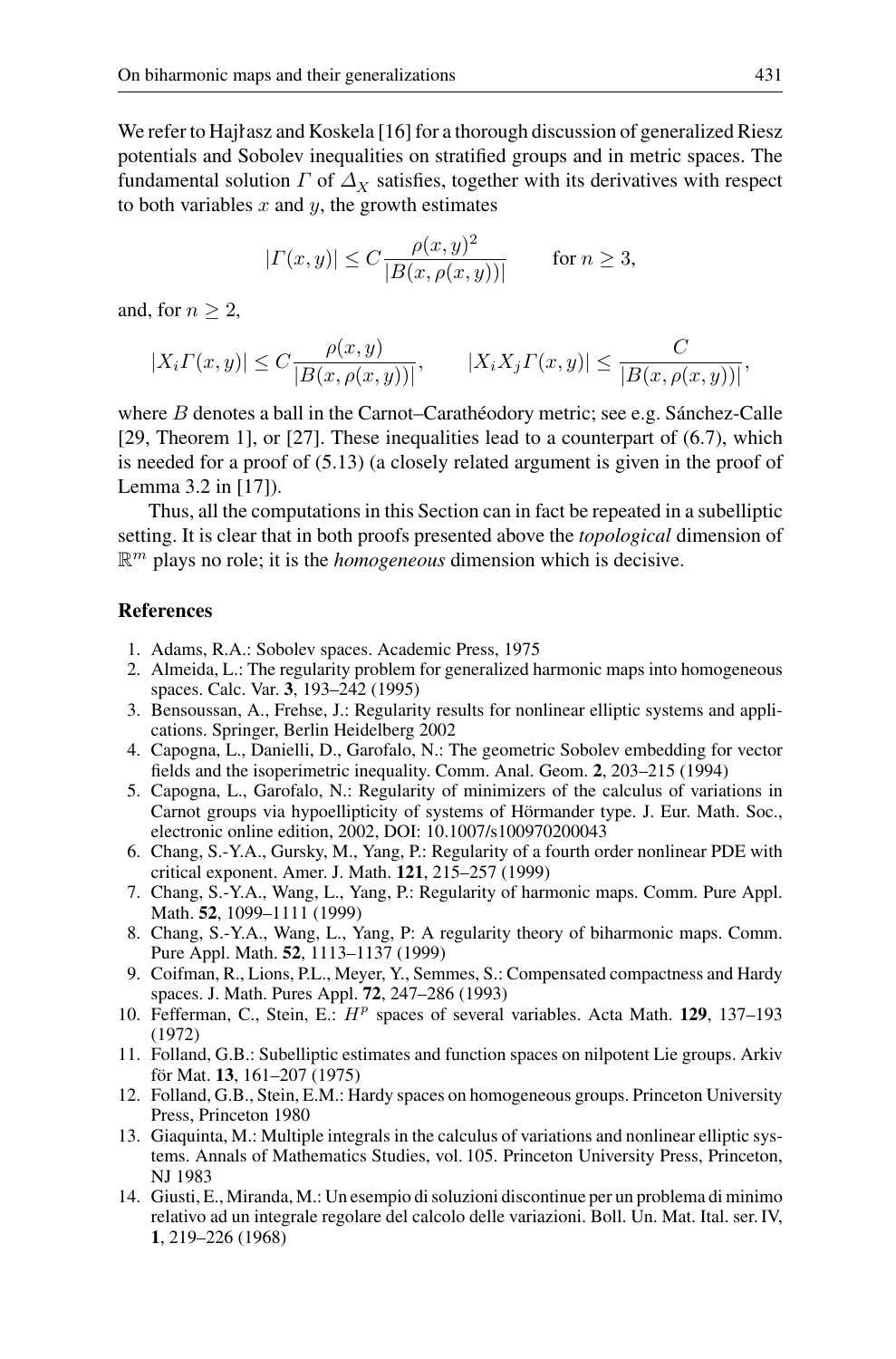We refer to Hajłasz and Koskela [16] for a thorough discussion of generalized Riesz potentials and Sobolev inequalities on stratified groups and in metric spaces. The fundamental solution $\Gamma$ of $\Delta_X$ satisfies, together with its derivatives with respect to both variables $x$ and $y$, the growth estimates

$$|\Gamma(x,y)| \le C \frac{\rho(x,y)^2}{|B(x,\rho(x,y))|} \qquad \text{for } n \ge 3,$$

and, for $n \ge 2$,

$$|X_i\Gamma(x,y)| \le C \frac{\rho(x,y)}{|B(x,\rho(x,y))|}, \qquad |X_iX_j\Gamma(x,y)| \le \frac{C}{|B(x,\rho(x,y))|},$$

where $B$ denotes a ball in the Carnot–Carathéodory metric; see e.g. Sánchez-Calle [29, Theorem 1], or [27]. These inequalities lead to a counterpart of (6.7), which is needed for a proof of (5.13) (a closely related argument is given in the proof of Lemma 3.2 in [17]).

Thus, all the computations in this Section can in fact be repeated in a subelliptic setting. It is clear that in both proofs presented above the *topological* dimension of $\mathbb{R}^m$ plays no role; it is the *homogeneous* dimension which is decisive.

## References

1. Adams, R.A.: Sobolev spaces. Academic Press, 1975
2. Almeida, L.: The regularity problem for generalized harmonic maps into homogeneous spaces. Calc. Var. **3**, 193–242 (1995)
3. Bensoussan, A., Frehse, J.: Regularity results for nonlinear elliptic systems and applications. Springer, Berlin Heidelberg 2002
4. Capogna, L., Danielli, D., Garofalo, N.: The geometric Sobolev embedding for vector fields and the isoperimetric inequality. Comm. Anal. Geom. **2**, 203–215 (1994)
5. Capogna, L., Garofalo, N.: Regularity of minimizers of the calculus of variations in Carnot groups via hypoellipticity of systems of Hörmander type. J. Eur. Math. Soc., electronic online edition, 2002, DOI: 10.1007/s100970200043
6. Chang, S.-Y.A., Gursky, M., Yang, P.: Regularity of a fourth order nonlinear PDE with critical exponent. Amer. J. Math. **121**, 215–257 (1999)
7. Chang, S.-Y.A., Wang, L., Yang, P.: Regularity of harmonic maps. Comm. Pure Appl. Math. **52**, 1099–1111 (1999)
8. Chang, S.-Y.A., Wang, L., Yang, P: A regularity theory of biharmonic maps. Comm. Pure Appl. Math. **52**, 1113–1137 (1999)
9. Coifman, R., Lions, P.L., Meyer, Y., Semmes, S.: Compensated compactness and Hardy spaces. J. Math. Pures Appl. **72**, 247–286 (1993)
10. Fefferman, C., Stein, E.: $H^p$ spaces of several variables. Acta Math. **129**, 137–193 (1972)
11. Folland, G.B.: Subelliptic estimates and function spaces on nilpotent Lie groups. Arkiv för Mat. **13**, 161–207 (1975)
12. Folland, G.B., Stein, E.M.: Hardy spaces on homogeneous groups. Princeton University Press, Princeton 1980
13. Giaquinta, M.: Multiple integrals in the calculus of variations and nonlinear elliptic systems. Annals of Mathematics Studies, vol. 105. Princeton University Press, Princeton, NJ 1983
14. Giusti, E., Miranda, M.: Un esempio di soluzioni discontinue per un problema di minimo relativo ad un integrale regolare del calcolo delle variazioni. Boll. Un. Mat. Ital. ser. IV, **1**, 219–226 (1968)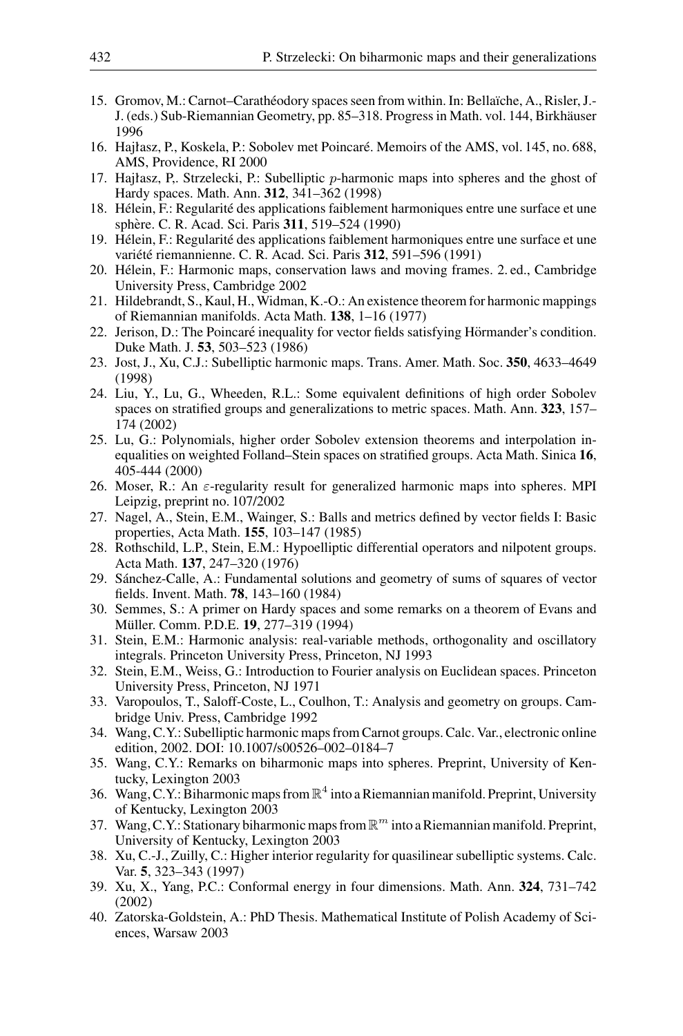15. Gromov, M.: Carnot–Carathéodory spaces seen from within. In: Bellaïche, A., Risler, J.-J. (eds.) Sub-Riemannian Geometry, pp. 85–318. Progress in Math. vol. 144, Birkhäuser 1996
16. Hajłasz, P., Koskela, P.: Sobolev met Poincaré. Memoirs of the AMS, vol. 145, no. 688, AMS, Providence, RI 2000
17. Hajłasz, P,. Strzelecki, P.: Subelliptic $p$-harmonic maps into spheres and the ghost of Hardy spaces. Math. Ann. **312**, 341–362 (1998)
18. Hélein, F.: Regularité des applications faiblement harmoniques entre une surface et une sphère. C. R. Acad. Sci. Paris **311**, 519–524 (1990)
19. Hélein, F.: Regularité des applications faiblement harmoniques entre une surface et une variété riemannienne. C. R. Acad. Sci. Paris **312**, 591–596 (1991)
20. Hélein, F.: Harmonic maps, conservation laws and moving frames. 2. ed., Cambridge University Press, Cambridge 2002
21. Hildebrandt, S., Kaul, H., Widman, K.-O.: An existence theorem for harmonic mappings of Riemannian manifolds. Acta Math. **138**, 1–16 (1977)
22. Jerison, D.: The Poincaré inequality for vector fields satisfying Hörmander's condition. Duke Math. J. **53**, 503–523 (1986)
23. Jost, J., Xu, C.J.: Subelliptic harmonic maps. Trans. Amer. Math. Soc. **350**, 4633–4649 (1998)
24. Liu, Y., Lu, G., Wheeden, R.L.: Some equivalent definitions of high order Sobolev spaces on stratified groups and generalizations to metric spaces. Math. Ann. **323**, 157–174 (2002)
25. Lu, G.: Polynomials, higher order Sobolev extension theorems and interpolation inequalities on weighted Folland–Stein spaces on stratified groups. Acta Math. Sinica **16**, 405-444 (2000)
26. Moser, R.: An $\varepsilon$-regularity result for generalized harmonic maps into spheres. MPI Leipzig, preprint no. 107/2002
27. Nagel, A., Stein, E.M., Wainger, S.: Balls and metrics defined by vector fields I: Basic properties, Acta Math. **155**, 103–147 (1985)
28. Rothschild, L.P., Stein, E.M.: Hypoelliptic differential operators and nilpotent groups. Acta Math. **137**, 247–320 (1976)
29. Sánchez-Calle, A.: Fundamental solutions and geometry of sums of squares of vector fields. Invent. Math. **78**, 143–160 (1984)
30. Semmes, S.: A primer on Hardy spaces and some remarks on a theorem of Evans and Müller. Comm. P.D.E. **19**, 277–319 (1994)
31. Stein, E.M.: Harmonic analysis: real-variable methods, orthogonality and oscillatory integrals. Princeton University Press, Princeton, NJ 1993
32. Stein, E.M., Weiss, G.: Introduction to Fourier analysis on Euclidean spaces. Princeton University Press, Princeton, NJ 1971
33. Varopoulos, T., Saloff-Coste, L., Coulhon, T.: Analysis and geometry on groups. Cambridge Univ. Press, Cambridge 1992
34. Wang, C.Y.: Subelliptic harmonic maps from Carnot groups. Calc. Var., electronic online edition, 2002. DOI: 10.1007/s00526–002–0184–7
35. Wang, C.Y.: Remarks on biharmonic maps into spheres. Preprint, University of Kentucky, Lexington 2003
36. Wang, C.Y.: Biharmonic maps from $\mathbb{R}^4$ into a Riemannian manifold. Preprint, University of Kentucky, Lexington 2003
37. Wang, C.Y.: Stationary biharmonic maps from $\mathbb{R}^m$ into a Riemannian manifold. Preprint, University of Kentucky, Lexington 2003
38. Xu, C.-J., Zuilly, C.: Higher interior regularity for quasilinear subelliptic systems. Calc. Var. **5**, 323–343 (1997)
39. Xu, X., Yang, P.C.: Conformal energy in four dimensions. Math. Ann. **324**, 731–742 (2002)
40. Zatorska-Goldstein, A.: PhD Thesis. Mathematical Institute of Polish Academy of Sciences, Warsaw 2003